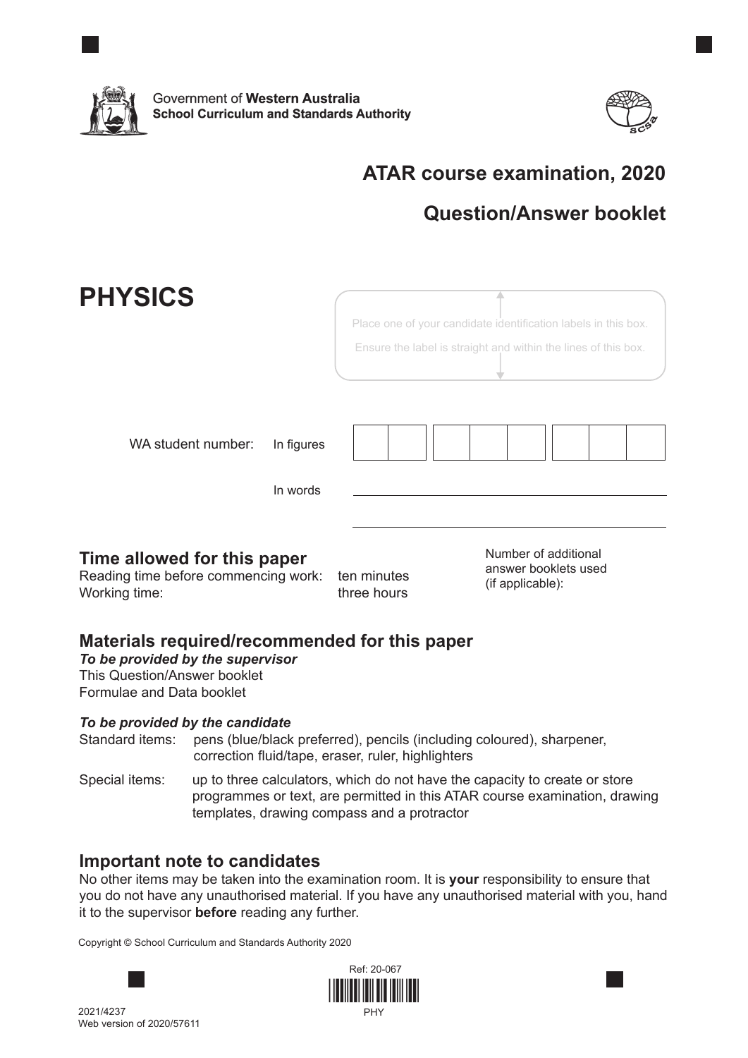Government of **Western Australia**
**School Curriculum and Standards Authority**

## ATAR course examination, 2020

## Question/Answer booklet

# PHYSICS

Place one of your candidate identification labels in this box.
Ensure the label is straight and within the lines of this box.

WA student number: In figures

In words

### Time allowed for this paper

Reading time before commencing work: ten minutes
Working time: three hours

Number of additional answer booklets used (if applicable):

### Materials required/recommended for this paper

***To be provided by the supervisor***

This Question/Answer booklet
Formulae and Data booklet

***To be provided by the candidate***

Standard items: pens (blue/black preferred), pencils (including coloured), sharpener, correction fluid/tape, eraser, ruler, highlighters

Special items: up to three calculators, which do not have the capacity to create or store programmes or text, are permitted in this ATAR course examination, drawing templates, drawing compass and a protractor

### Important note to candidates

No other items may be taken into the examination room. It is **your** responsibility to ensure that you do not have any unauthorised material. If you have any unauthorised material with you, hand it to the supervisor **before** reading any further.

Copyright © School Curriculum and Standards Authority 2020

Ref: 20-067

PHY

2021/4237
Web version of 2020/57611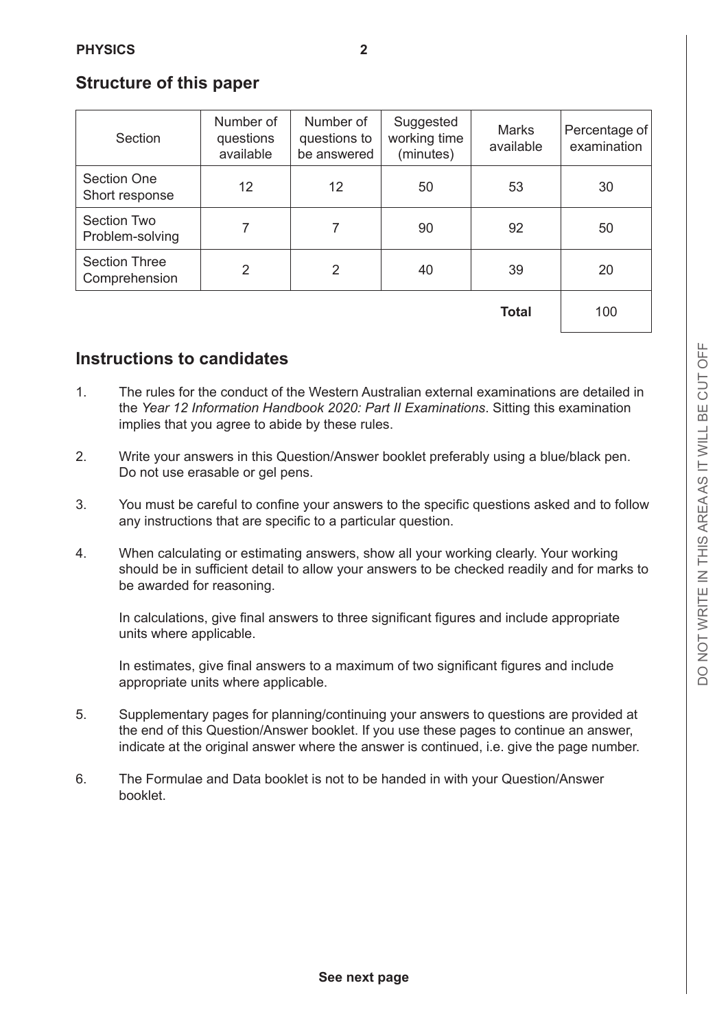## Structure of this paper

| Section | Number of questions available | Number of questions to be answered | Suggested working time (minutes) | Marks available | Percentage of examination |
|---|---|---|---|---|---|
| Section One Short response | 12 | 12 | 50 | 53 | 30 |
| Section Two Problem-solving | 7 | 7 | 90 | 92 | 50 |
| Section Three Comprehension | 2 | 2 | 40 | 39 | 20 |
| | | | | **Total** | 100 |

## Instructions to candidates

1. The rules for the conduct of the Western Australian external examinations are detailed in the *Year 12 Information Handbook 2020: Part II Examinations*. Sitting this examination implies that you agree to abide by these rules.

2. Write your answers in this Question/Answer booklet preferably using a blue/black pen. Do not use erasable or gel pens.

3. You must be careful to confine your answers to the specific questions asked and to follow any instructions that are specific to a particular question.

4. When calculating or estimating answers, show all your working clearly. Your working should be in sufficient detail to allow your answers to be checked readily and for marks to be awarded for reasoning.

   In calculations, give final answers to three significant figures and include appropriate units where applicable.

   In estimates, give final answers to a maximum of two significant figures and include appropriate units where applicable.

5. Supplementary pages for planning/continuing your answers to questions are provided at the end of this Question/Answer booklet. If you use these pages to continue an answer, indicate at the original answer where the answer is continued, i.e. give the page number.

6. The Formulae and Data booklet is not to be handed in with your Question/Answer booklet.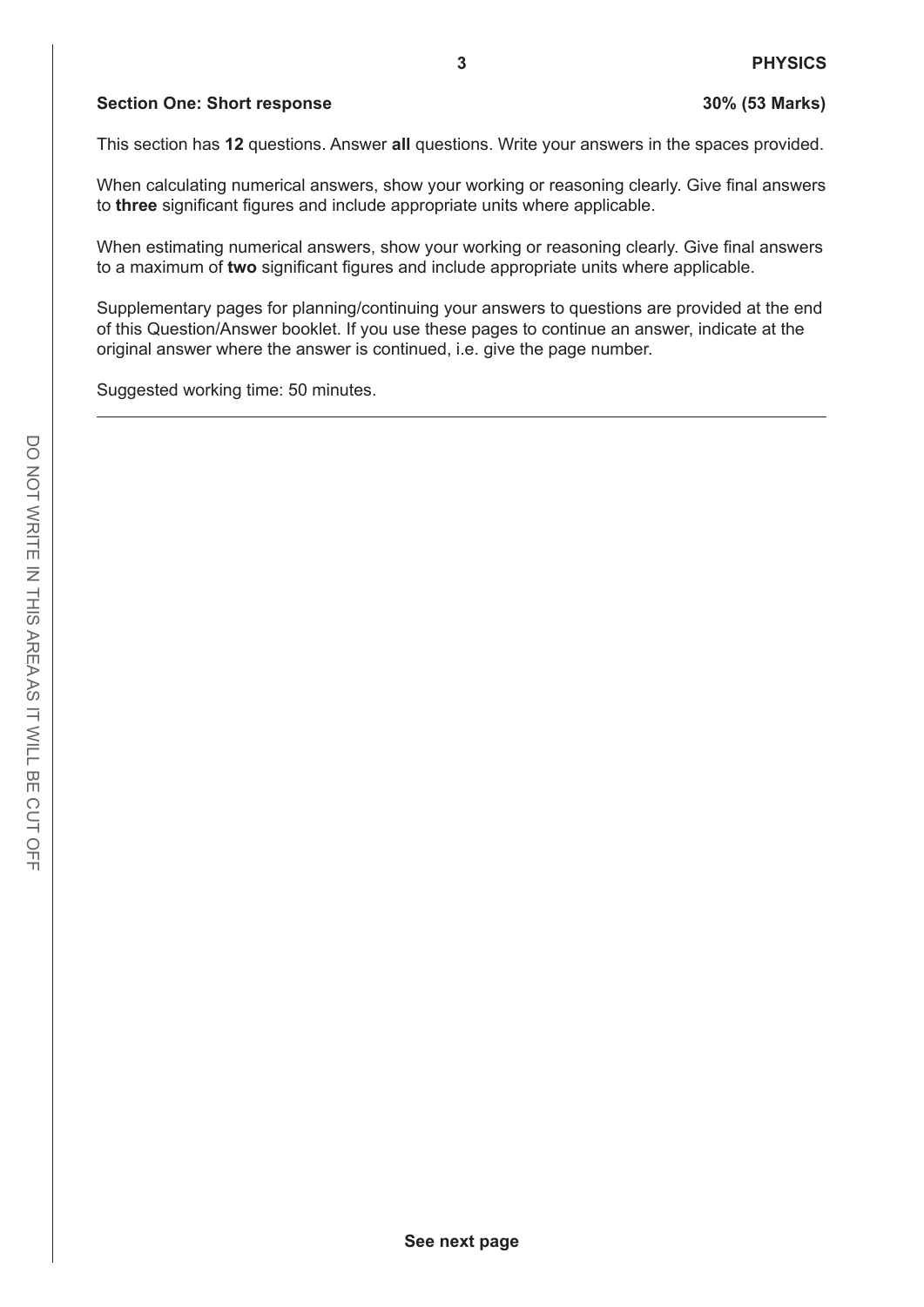## Section One: Short response **30% (53 Marks)**

This section has **12** questions. Answer **all** questions. Write your answers in the spaces provided.

When calculating numerical answers, show your working or reasoning clearly. Give final answers to **three** significant figures and include appropriate units where applicable.

When estimating numerical answers, show your working or reasoning clearly. Give final answers to a maximum of **two** significant figures and include appropriate units where applicable.

Supplementary pages for planning/continuing your answers to questions are provided at the end of this Question/Answer booklet. If you use these pages to continue an answer, indicate at the original answer where the answer is continued, i.e. give the page number.

Suggested working time: 50 minutes.

---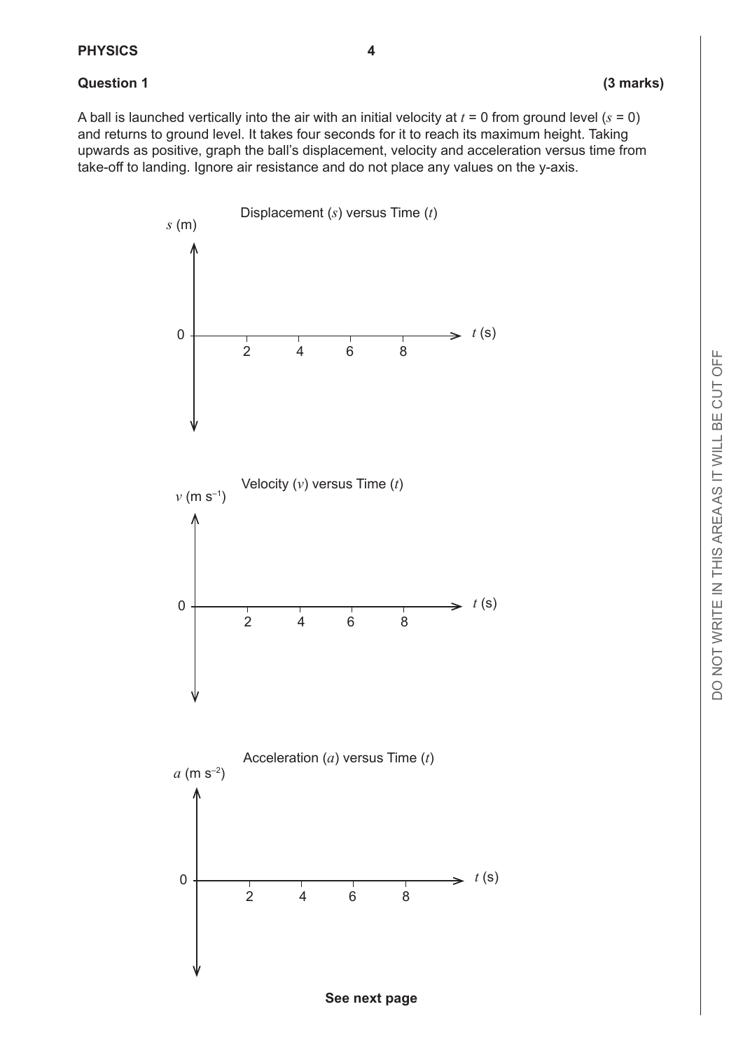**Question 1** **(3 marks)**

A ball is launched vertically into the air with an initial velocity at $t$ = 0 from ground level ($s$ = 0) and returns to ground level. It takes four seconds for it to reach its maximum height. Taking upwards as positive, graph the ball's displacement, velocity and acceleration versus time from take-off to landing. Ignore air resistance and do not place any values on the y-axis.

Displacement ($s$) versus Time ($t$)

$s$ (m)

0

2 4 6 8 $t$ (s)

Velocity ($v$) versus Time ($t$)

$v$ (m s$^{-1}$)

0

2 4 6 8 $t$ (s)

Acceleration ($a$) versus Time ($t$)

$a$ (m s$^{-2}$)

0

2 4 6 8 $t$ (s)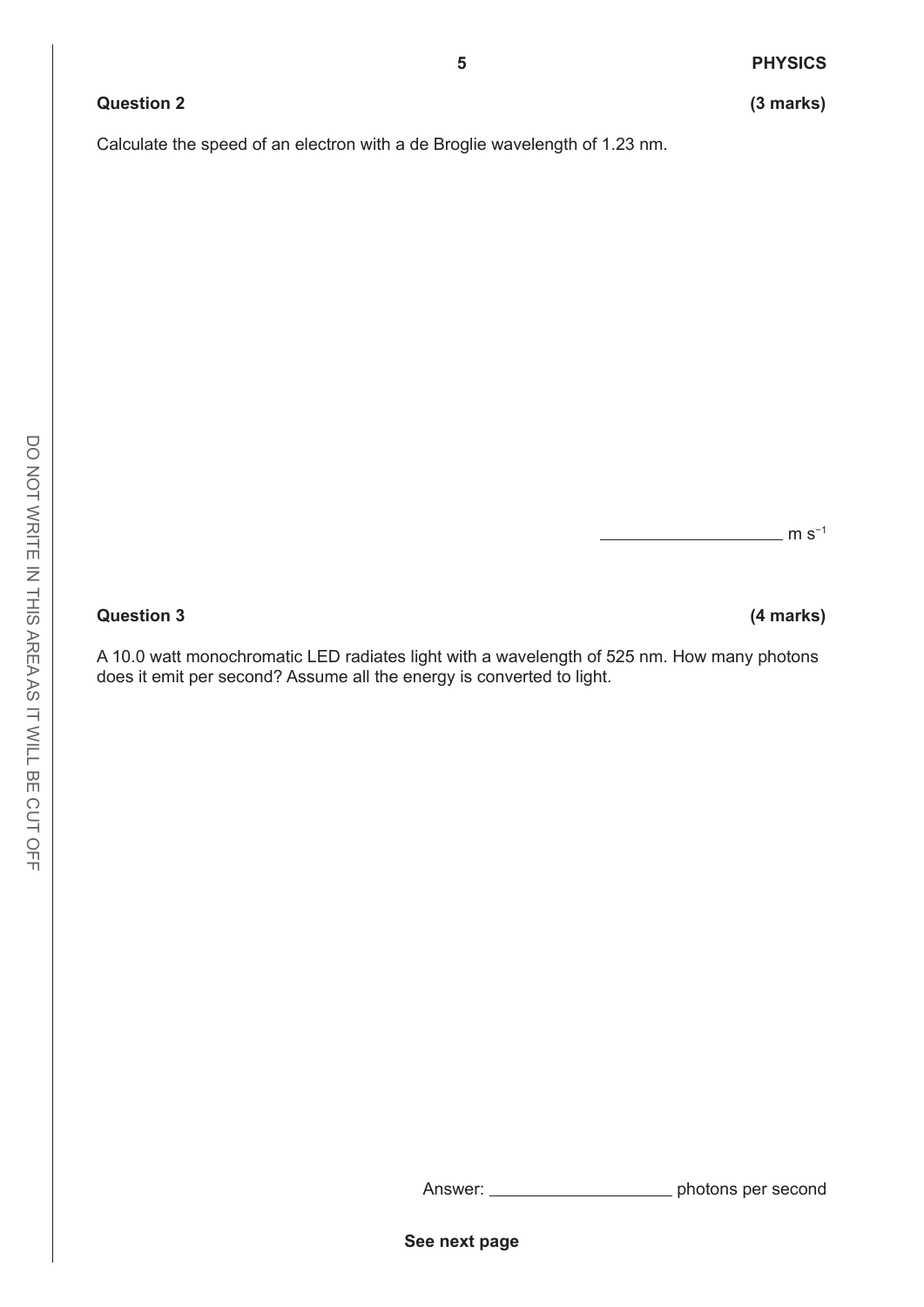**Question 2** **(3 marks)**

Calculate the speed of an electron with a de Broglie wavelength of 1.23 nm.

\_\_\_\_\_\_\_\_\_\_\_\_\_\_\_\_\_\_\_\_ $m\ s^{-1}$

**Question 3** **(4 marks)**

A 10.0 watt monochromatic LED radiates light with a wavelength of 525 nm. How many photons does it emit per second? Assume all the energy is converted to light.

Answer: \_\_\_\_\_\_\_\_\_\_\_\_\_\_\_\_\_\_\_\_ photons per second

See next page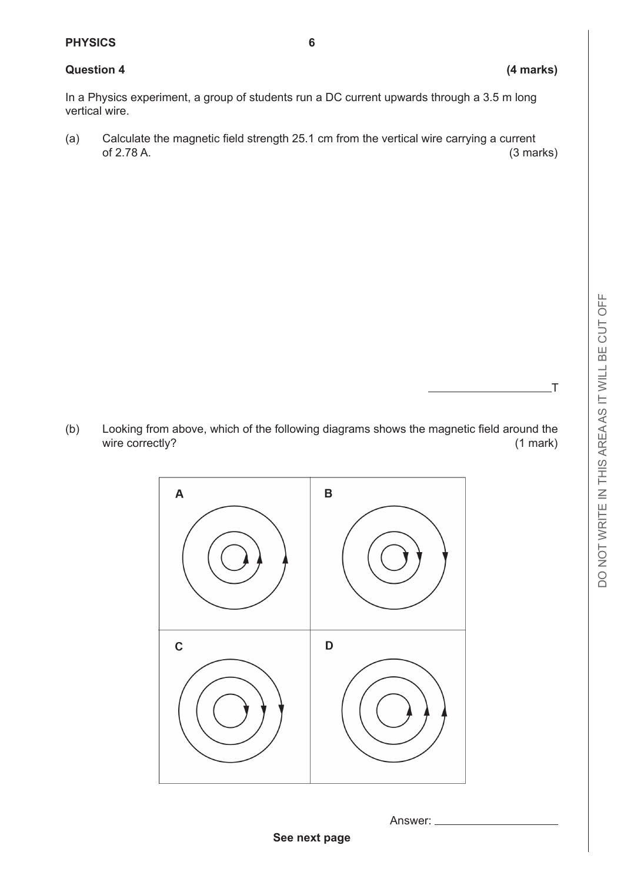**Question 4** **(4 marks)**

In a Physics experiment, a group of students run a DC current upwards through a 3.5 m long vertical wire.

(a) Calculate the magnetic field strength 25.1 cm from the vertical wire carrying a current of 2.78 A. (3 marks)

\_\_\_\_\_\_\_\_\_\_\_\_\_\_\_\_\_\_\_\_ T

(b) Looking from above, which of the following diagrams shows the magnetic field around the wire correctly? (1 mark)

| A | B |
| --- | --- |
| C | D |

Answer: \_\_\_\_\_\_\_\_\_\_\_\_\_\_\_\_\_\_\_\_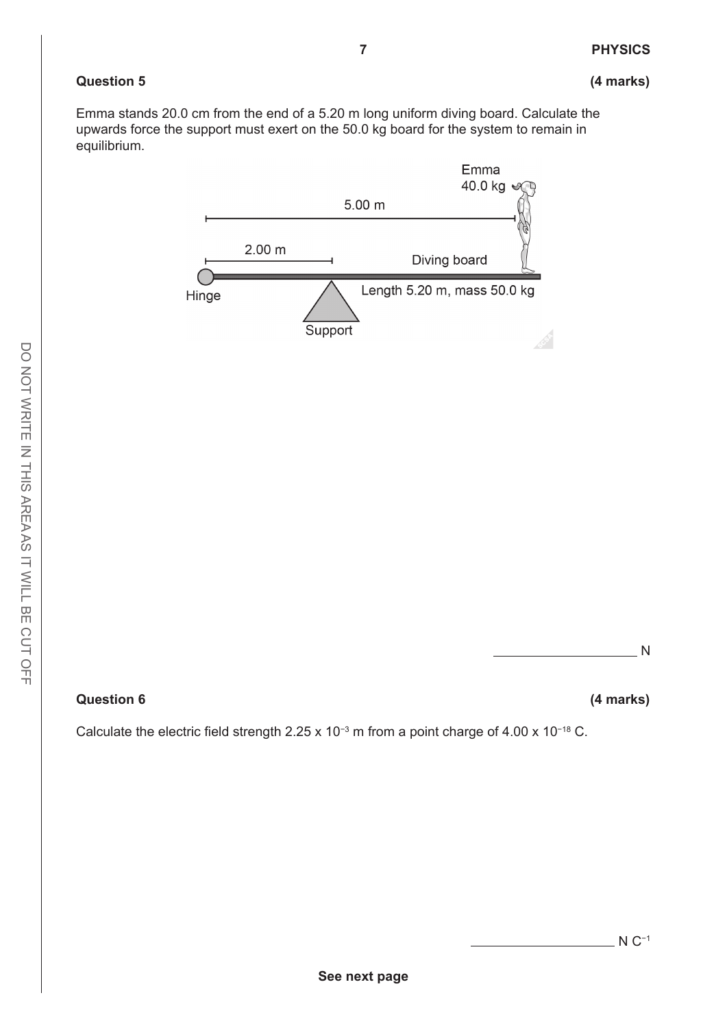**Question 5** **(4 marks)**

Emma stands 20.0 cm from the end of a 5.20 m long uniform diving board. Calculate the upwards force the support must exert on the 50.0 kg board for the system to remain in equilibrium.

Emma 40.0 kg

5.00 m

2.00 m

Diving board

Hinge

Length 5.20 m, mass 50.0 kg

Support

\_\_\_\_\_\_\_\_\_\_\_\_\_\_\_\_\_\_\_\_ N

**Question 6** **(4 marks)**

Calculate the electric field strength $2.25 \times 10^{-3}$ m from a point charge of $4.00 \times 10^{-18}$ C.

\_\_\_\_\_\_\_\_\_\_\_\_\_\_\_\_\_\_\_\_ $N\ C^{-1}$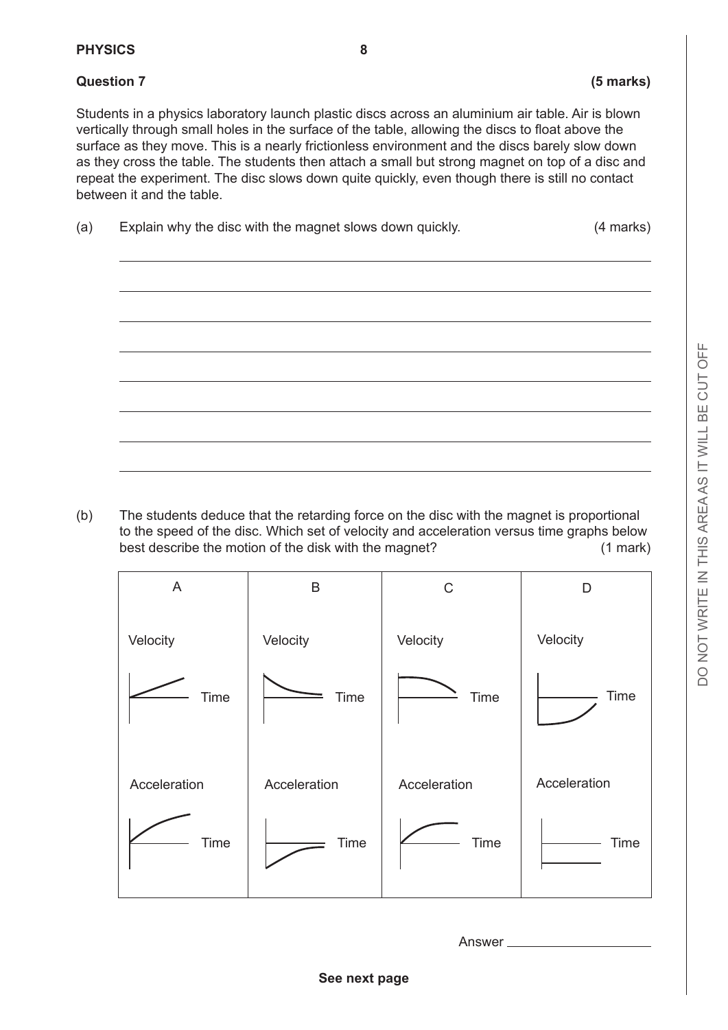**Question 7** **(5 marks)**

Students in a physics laboratory launch plastic discs across an aluminium air table. Air is blown vertically through small holes in the surface of the table, allowing the discs to float above the surface as they move. This is a nearly frictionless environment and the discs barely slow down as they cross the table. The students then attach a small but strong magnet on top of a disc and repeat the experiment. The disc slows down quite quickly, even though there is still no contact between it and the table.

(a) Explain why the disc with the magnet slows down quickly. (4 marks)

(b) The students deduce that the retarding force on the disc with the magnet is proportional to the speed of the disc. Which set of velocity and acceleration versus time graphs below best describe the motion of the disk with the magnet? (1 mark)

| A | B | C | D |
|---|---|---|---|
| Velocity – Time | Velocity – Time | Velocity – Time | Velocity – Time |
| Acceleration – Time | Acceleration – Time | Acceleration – Time | Acceleration – Time |

Answer ____________________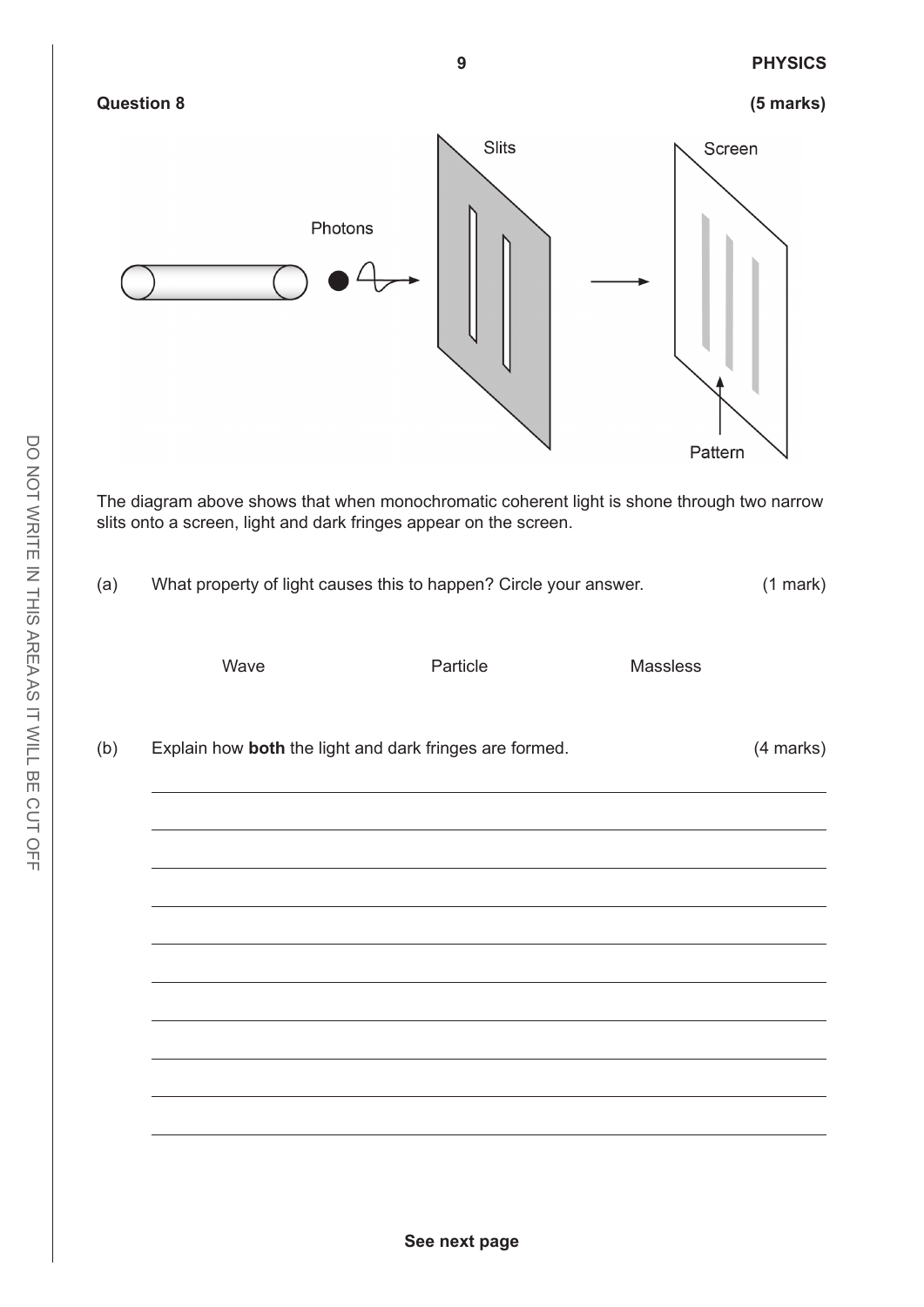**Question 8** **(5 marks)**

The diagram above shows that when monochromatic coherent light is shone through two narrow slits onto a screen, light and dark fringes appear on the screen.

(a) What property of light causes this to happen? Circle your answer. (1 mark)

Wave Particle Massless

(b) Explain how **both** the light and dark fringes are formed. (4 marks)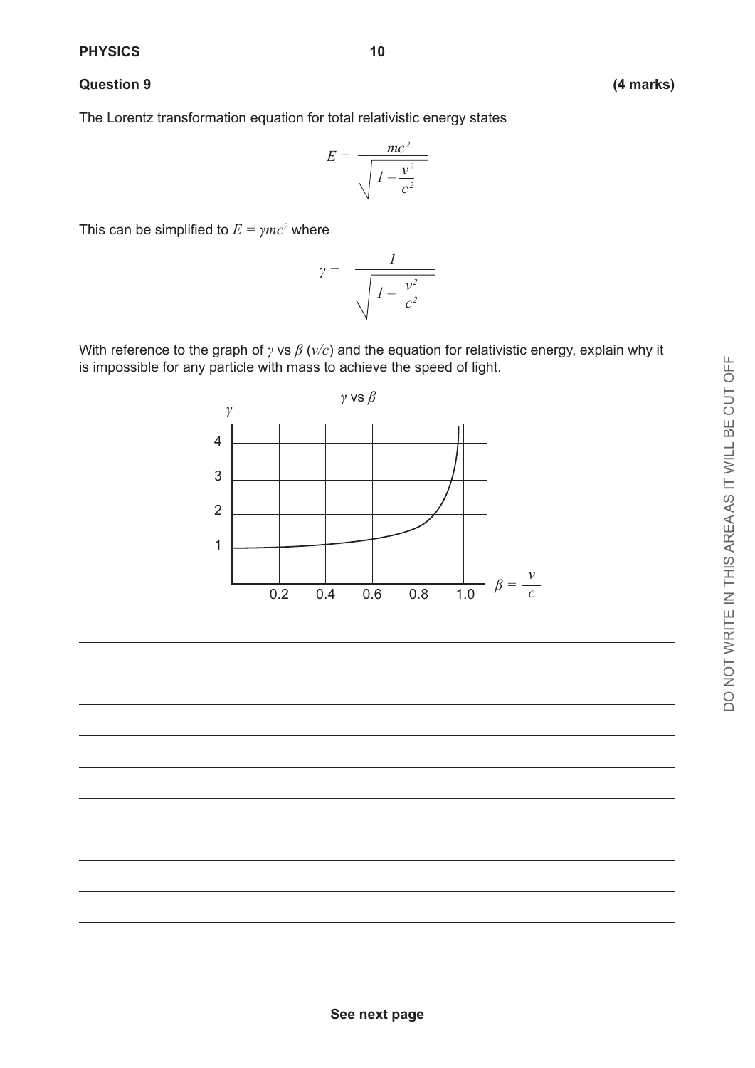**Question 9** **(4 marks)**

The Lorentz transformation equation for total relativistic energy states

$$E = \frac{mc^2}{\sqrt{1 - \frac{v^2}{c^2}}}$$

This can be simplified to $E = \gamma mc^2$ where

$$\gamma = \frac{1}{\sqrt{1 - \frac{v^2}{c^2}}}$$

With reference to the graph of $\gamma$ vs $\beta$ ($v/c$) and the equation for relativistic energy, explain why it is impossible for any particle with mass to achieve the speed of light.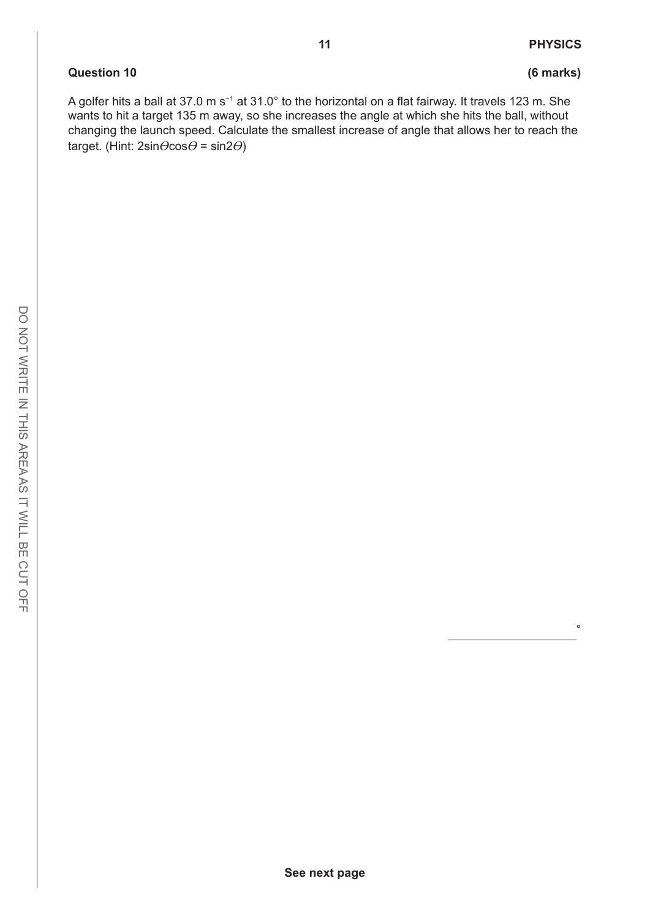**Question 10** **(6 marks)**

A golfer hits a ball at 37.0 m $s^{-1}$ at 31.0° to the horizontal on a flat fairway. It travels 123 m. She wants to hit a target 135 m away, so she increases the angle at which she hits the ball, without changing the launch speed. Calculate the smallest increase of angle that allows her to reach the target. (Hint: $2\sin\theta\cos\theta = \sin2\theta$)

______________ °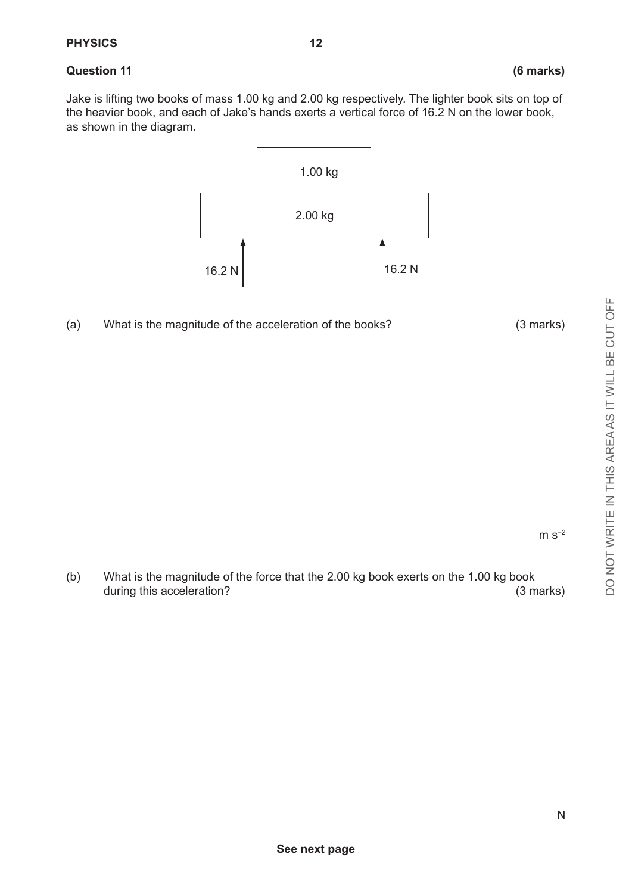**Question 11** **(6 marks)**

Jake is lifting two books of mass 1.00 kg and 2.00 kg respectively. The lighter book sits on top of the heavier book, and each of Jake's hands exerts a vertical force of 16.2 N on the lower book, as shown in the diagram.

1.00 kg

2.00 kg

16.2 N 16.2 N

(a) What is the magnitude of the acceleration of the books? (3 marks)

______________ $m\ s^{-2}$

(b) What is the magnitude of the force that the 2.00 kg book exerts on the 1.00 kg book during this acceleration? (3 marks)

______________ N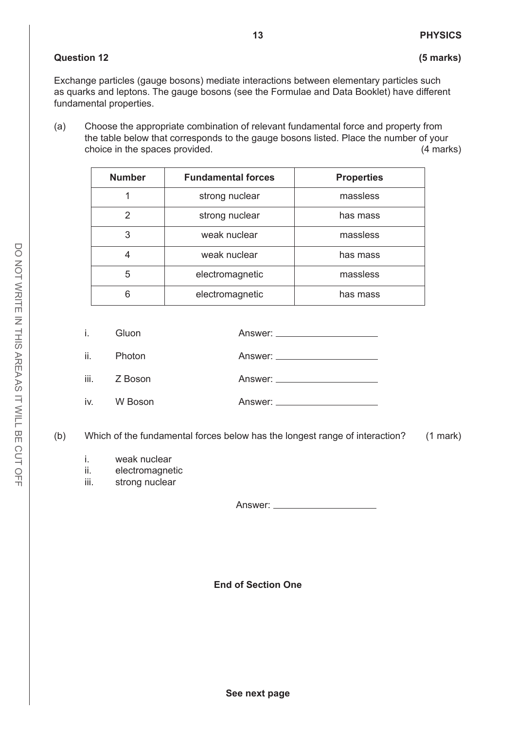**Question 12 (5 marks)**

Exchange particles (gauge bosons) mediate interactions between elementary particles such as quarks and leptons. The gauge bosons (see the Formulae and Data Booklet) have different fundamental properties.

(a) Choose the appropriate combination of relevant fundamental force and property from the table below that corresponds to the gauge bosons listed. Place the number of your choice in the spaces provided. (4 marks)

| Number | Fundamental forces | Properties |
|---|---|---|
| 1 | strong nuclear | massless |
| 2 | strong nuclear | has mass |
| 3 | weak nuclear | massless |
| 4 | weak nuclear | has mass |
| 5 | electromagnetic | massless |
| 6 | electromagnetic | has mass |

i. Gluon Answer: ____________________

ii. Photon Answer: ____________________

iii. Z Boson Answer: ____________________

iv. W Boson Answer: ____________________

(b) Which of the fundamental forces below has the longest range of interaction? (1 mark)

i. weak nuclear
ii. electromagnetic
iii. strong nuclear

Answer: ____________________

**End of Section One**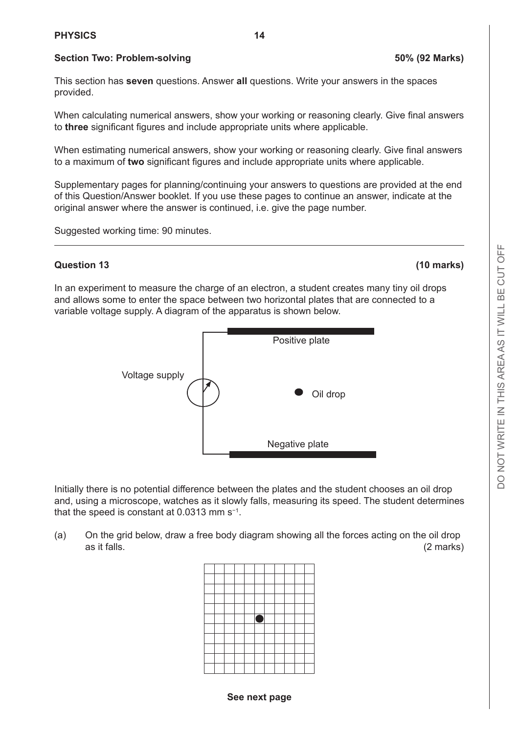## Section Two: Problem-solving — 50% (92 Marks)

This section has **seven** questions. Answer **all** questions. Write your answers in the spaces provided.

When calculating numerical answers, show your working or reasoning clearly. Give final answers to **three** significant figures and include appropriate units where applicable.

When estimating numerical answers, show your working or reasoning clearly. Give final answers to a maximum of **two** significant figures and include appropriate units where applicable.

Supplementary pages for planning/continuing your answers to questions are provided at the end of this Question/Answer booklet. If you use these pages to continue an answer, indicate at the original answer where the answer is continued, i.e. give the page number.

Suggested working time: 90 minutes.

---

### Question 13 (10 marks)

In an experiment to measure the charge of an electron, a student creates many tiny oil drops and allows some to enter the space between two horizontal plates that are connected to a variable voltage supply. A diagram of the apparatus is shown below.

Voltage supply

Positive plate

Oil drop

Negative plate

Initially there is no potential difference between the plates and the student chooses an oil drop and, using a microscope, watches as it slowly falls, measuring its speed. The student determines that the speed is constant at 0.0313 mm $s^{-1}$.

(a) On the grid below, draw a free body diagram showing all the forces acting on the oil drop as it falls. (2 marks)

See next page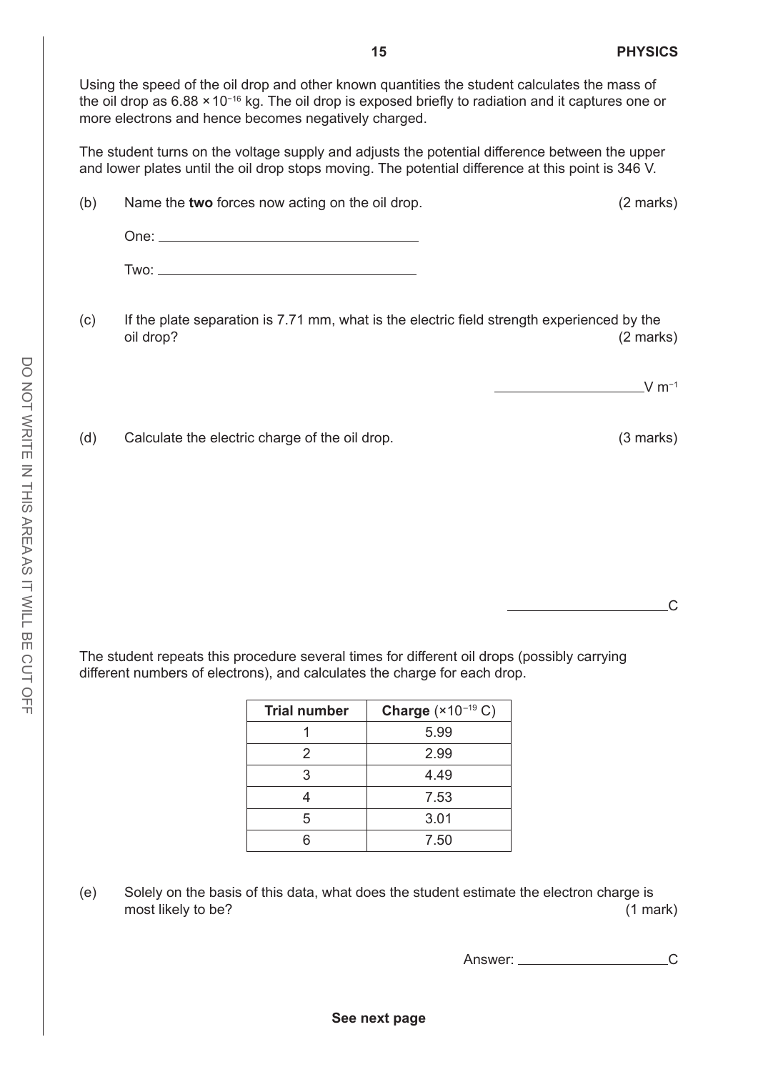Using the speed of the oil drop and other known quantities the student calculates the mass of the oil drop as $6.88 \times 10^{-16}$ kg. The oil drop is exposed briefly to radiation and it captures one or more electrons and hence becomes negatively charged.

The student turns on the voltage supply and adjusts the potential difference between the upper and lower plates until the oil drop stops moving. The potential difference at this point is 346 V.

(b) Name the **two** forces now acting on the oil drop. (2 marks)

One: ______________________________

Two: ______________________________

(c) If the plate separation is 7.71 mm, what is the electric field strength experienced by the oil drop? (2 marks)

______________ $V\ m^{-1}$

(d) Calculate the electric charge of the oil drop. (3 marks)

______________ C

The student repeats this procedure several times for different oil drops (possibly carrying different numbers of electrons), and calculates the charge for each drop.

| **Trial number** | **Charge** ($\times 10^{-19}$ C) |
|---|---|
| 1 | 5.99 |
| 2 | 2.99 |
| 3 | 4.49 |
| 4 | 7.53 |
| 5 | 3.01 |
| 6 | 7.50 |

(e) Solely on the basis of this data, what does the student estimate the electron charge is most likely to be? (1 mark)

Answer: ______________ C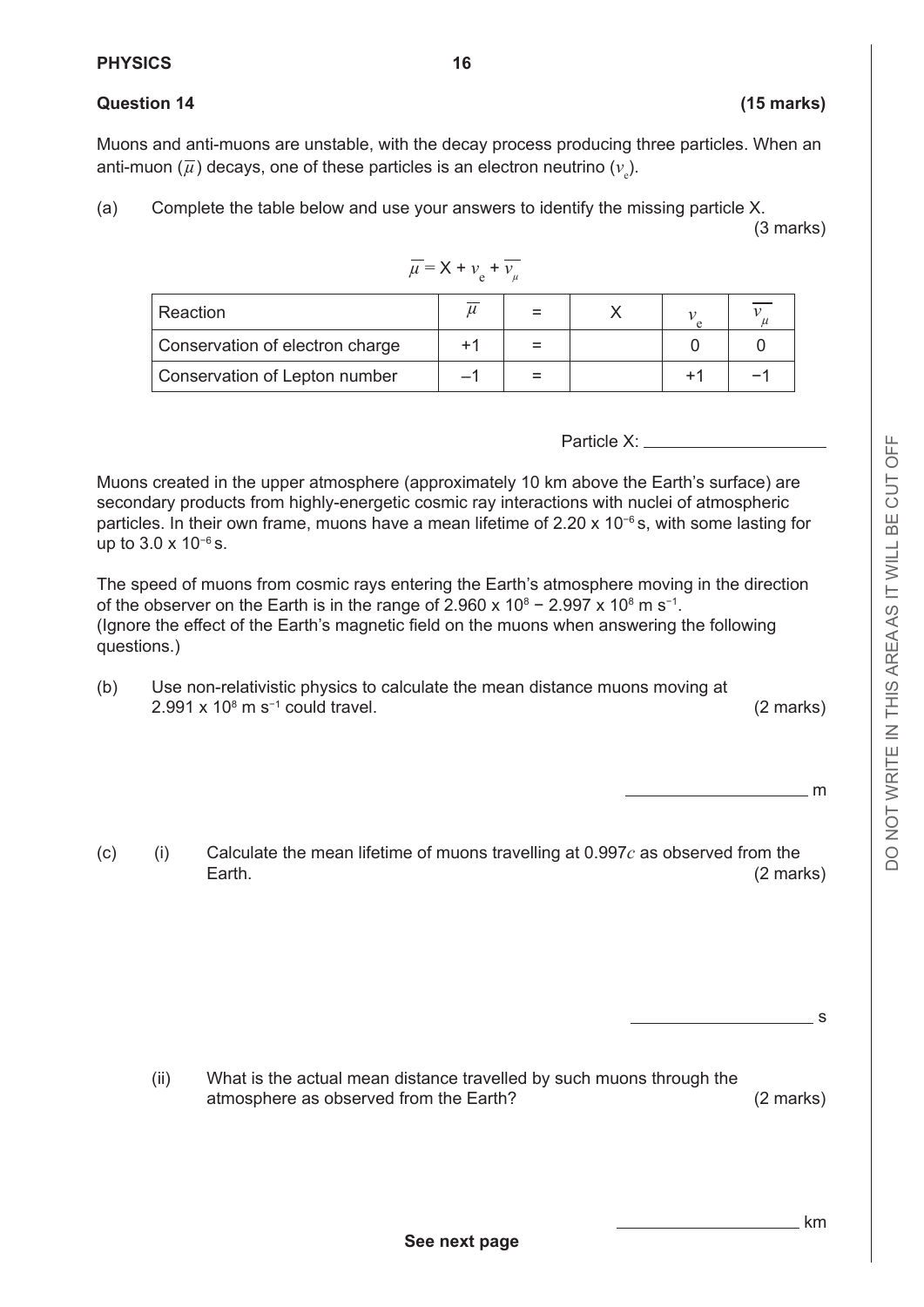**Question 14 (15 marks)**

Muons and anti-muons are unstable, with the decay process producing three particles. When an anti-muon ($\overline{\mu}$) decays, one of these particles is an electron neutrino ($v_e$).

(a) Complete the table below and use your answers to identify the missing particle X. (3 marks)

$$\overline{\mu} = X + v_e + \overline{v_\mu}$$

| Reaction | $\overline{\mu}$ | = | X | $v_e$ | $\overline{v_\mu}$ |
|---|---|---|---|---|---|
| Conservation of electron charge | +1 | = | | 0 | 0 |
| Conservation of Lepton number | –1 | = | | +1 | −1 |

Particle X: ____________________

Muons created in the upper atmosphere (approximately 10 km above the Earth's surface) are secondary products from highly-energetic cosmic ray interactions with nuclei of atmospheric particles. In their own frame, muons have a mean lifetime of $2.20 \times 10^{-6}$ s, with some lasting for up to $3.0 \times 10^{-6}$ s.

The speed of muons from cosmic rays entering the Earth's atmosphere moving in the direction of the observer on the Earth is in the range of $2.960 \times 10^{8} - 2.997 \times 10^{8}$ m s$^{-1}$. (Ignore the effect of the Earth's magnetic field on the muons when answering the following questions.)

(b) Use non-relativistic physics to calculate the mean distance muons moving at $2.991 \times 10^{8}$ m s$^{-1}$ could travel. (2 marks)

____________________ m

(c) (i) Calculate the mean lifetime of muons travelling at $0.997c$ as observed from the Earth. (2 marks)

____________________ s

(ii) What is the actual mean distance travelled by such muons through the atmosphere as observed from the Earth? (2 marks)

____________________ km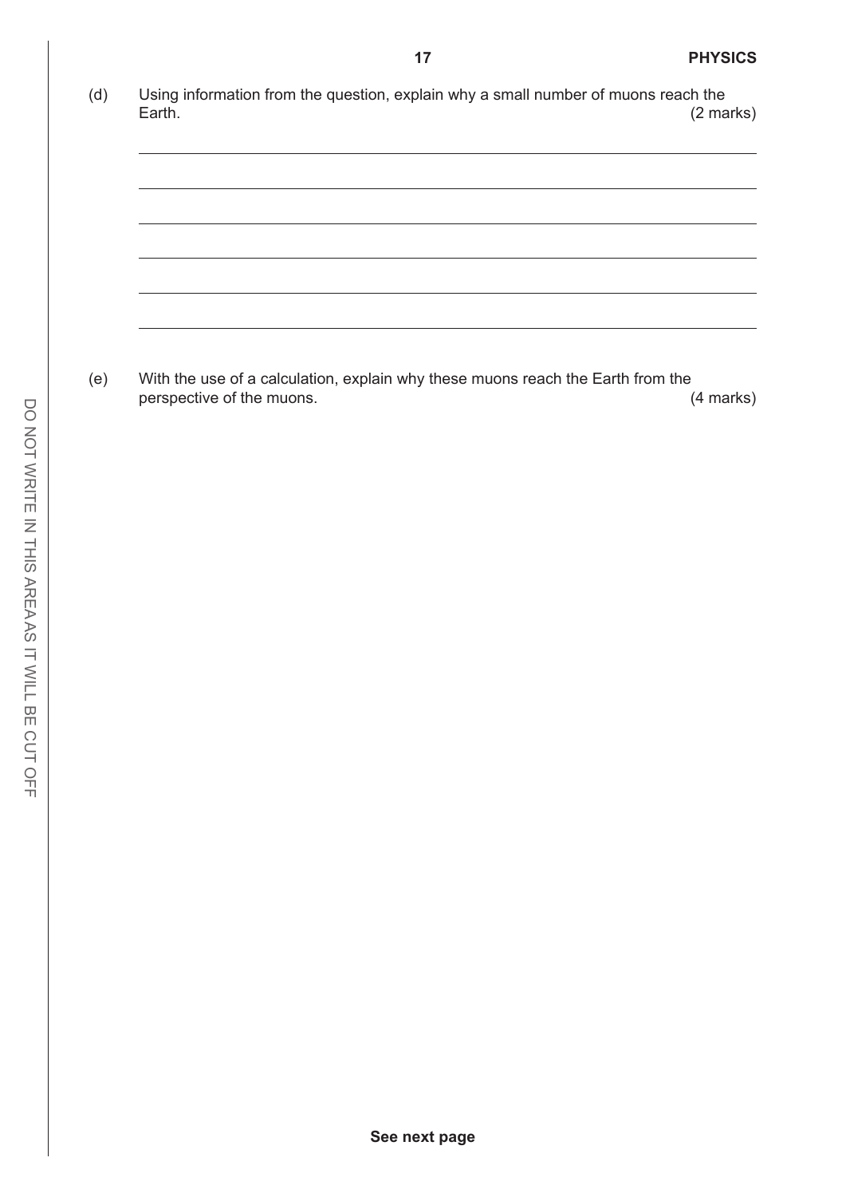(d) Using information from the question, explain why a small number of muons reach the Earth. (2 marks)

(e) With the use of a calculation, explain why these muons reach the Earth from the perspective of the muons. (4 marks)

**See next page**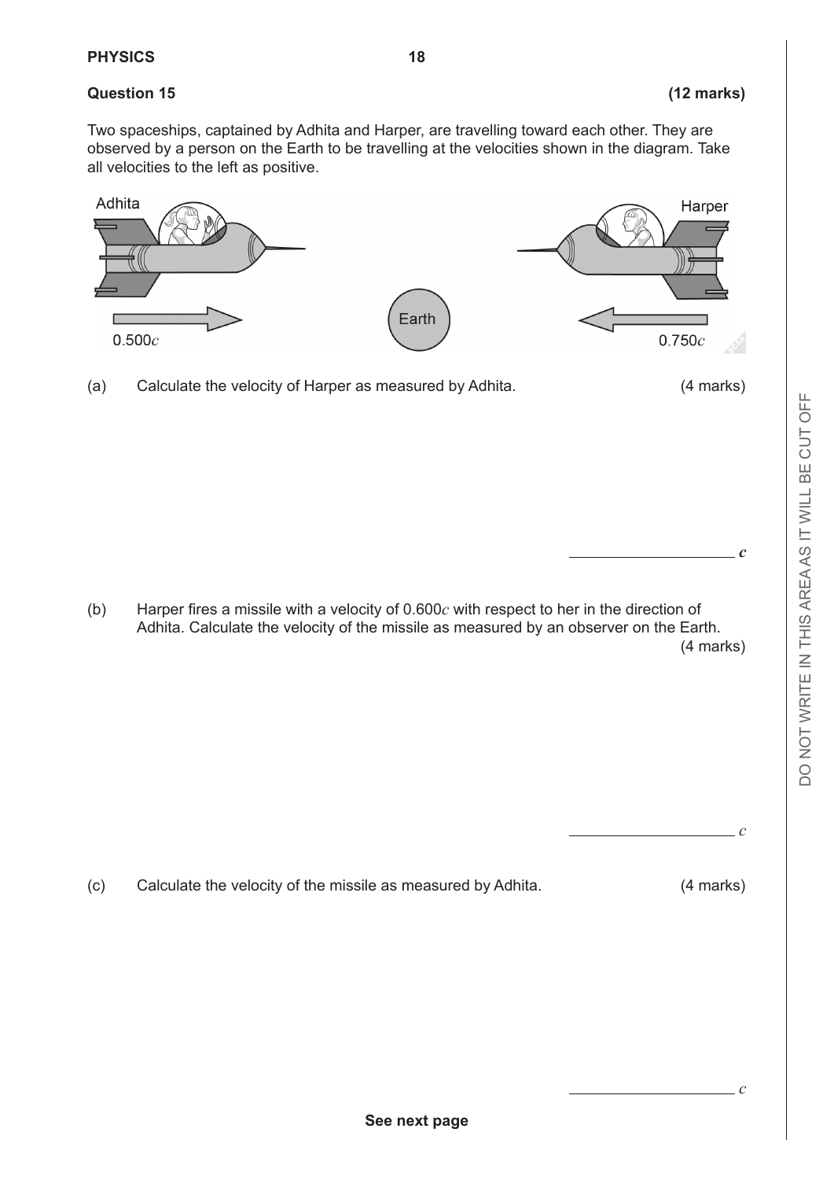**Question 15** **(12 marks)**

Two spaceships, captained by Adhita and Harper, are travelling toward each other. They are observed by a person on the Earth to be travelling at the velocities shown in the diagram. Take all velocities to the left as positive.

Adhita — $0.500c$ → Earth ← $0.750c$ — Harper

(a) Calculate the velocity of Harper as measured by Adhita. (4 marks)

______________________ $c$

(b) Harper fires a missile with a velocity of $0.600c$ with respect to her in the direction of Adhita. Calculate the velocity of the missile as measured by an observer on the Earth. (4 marks)

______________________ $c$

(c) Calculate the velocity of the missile as measured by Adhita. (4 marks)

______________________ $c$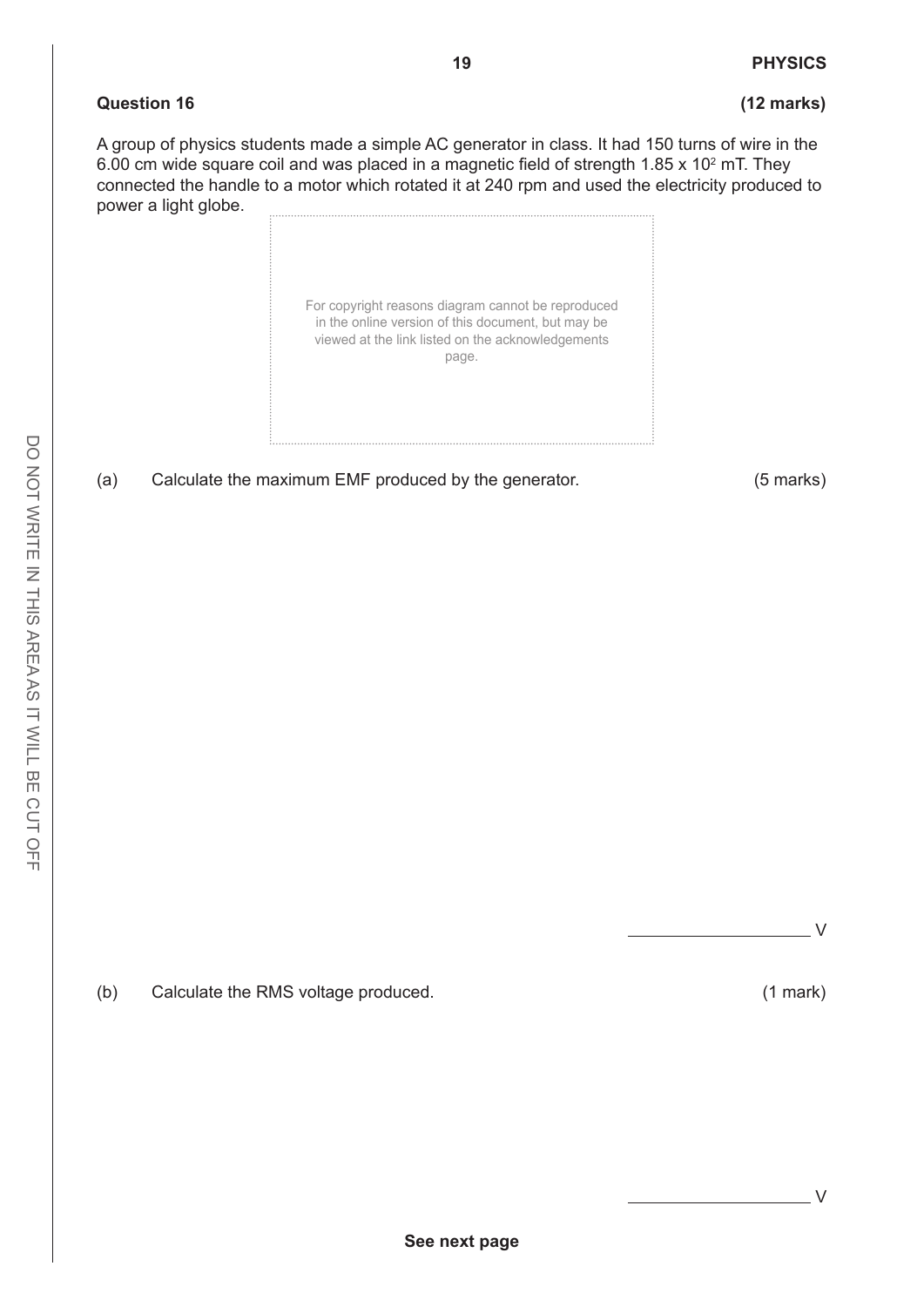**Question 16** **(12 marks)**

A group of physics students made a simple AC generator in class. It had 150 turns of wire in the 6.00 cm wide square coil and was placed in a magnetic field of strength $1.85 \times 10^2$ mT. They connected the handle to a motor which rotated it at 240 rpm and used the electricity produced to power a light globe.

For copyright reasons diagram cannot be reproduced in the online version of this document, but may be viewed at the link listed on the acknowledgements page.

(a) Calculate the maximum EMF produced by the generator. (5 marks)

\_\_\_\_\_\_\_\_\_\_\_\_\_\_\_\_\_\_\_\_ V

(b) Calculate the RMS voltage produced. (1 mark)

\_\_\_\_\_\_\_\_\_\_\_\_\_\_\_\_\_\_\_\_ V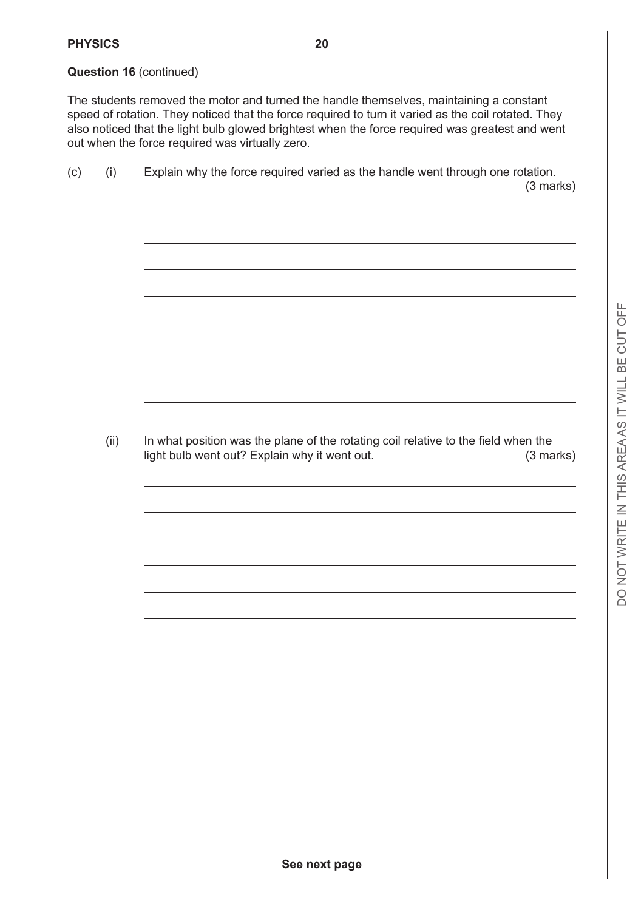**Question 16** (continued)

The students removed the motor and turned the handle themselves, maintaining a constant speed of rotation. They noticed that the force required to turn it varied as the coil rotated. They also noticed that the light bulb glowed brightest when the force required was greatest and went out when the force required was virtually zero.

(c) (i) Explain why the force required varied as the handle went through one rotation. (3 marks)

(ii) In what position was the plane of the rotating coil relative to the field when the light bulb went out? Explain why it went out. (3 marks)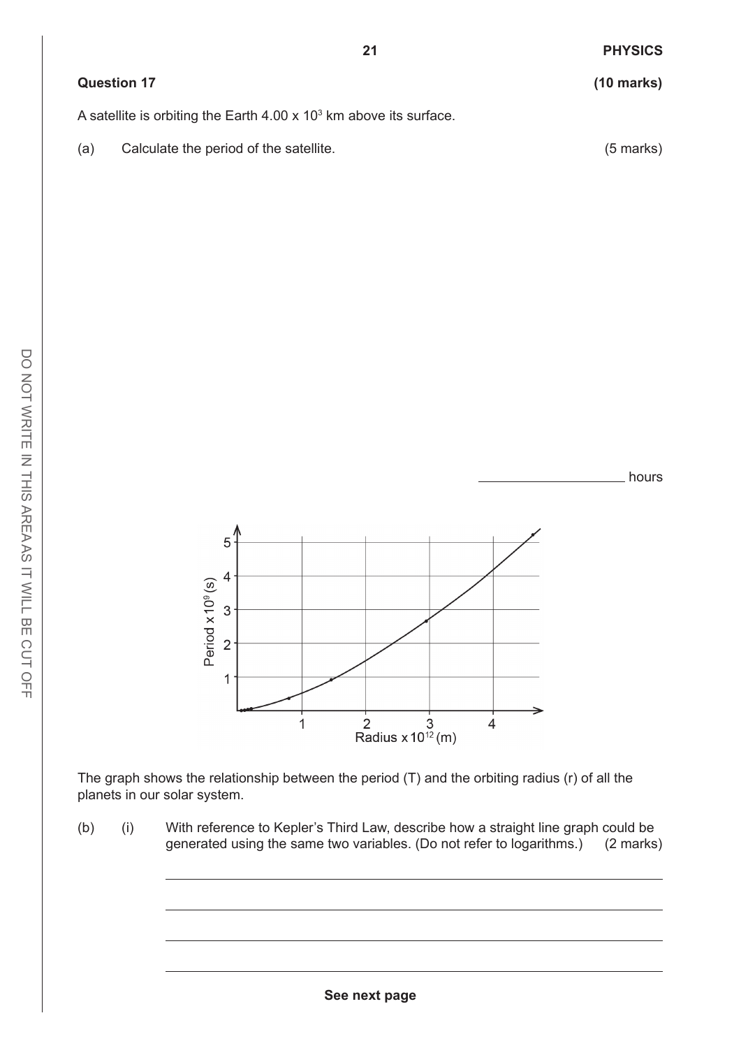**Question 17** **(10 marks)**

A satellite is orbiting the Earth $4.00 \times 10^3$ km above its surface.

(a) Calculate the period of the satellite. (5 marks)

\_\_\_\_\_\_\_\_\_\_\_\_\_\_\_\_\_\_\_\_ hours

The graph shows the relationship between the period (T) and the orbiting radius (r) of all the planets in our solar system.

(b) (i) With reference to Kepler's Third Law, describe how a straight line graph could be generated using the same two variables. (Do not refer to logarithms.) (2 marks)

\_\_\_\_\_\_\_\_\_\_\_\_\_\_\_\_\_\_\_\_\_\_\_\_\_\_\_\_\_\_\_\_\_\_\_\_\_\_\_\_\_\_\_\_\_\_\_\_\_\_\_\_\_\_\_\_\_\_\_\_

\_\_\_\_\_\_\_\_\_\_\_\_\_\_\_\_\_\_\_\_\_\_\_\_\_\_\_\_\_\_\_\_\_\_\_\_\_\_\_\_\_\_\_\_\_\_\_\_\_\_\_\_\_\_\_\_\_\_\_\_

\_\_\_\_\_\_\_\_\_\_\_\_\_\_\_\_\_\_\_\_\_\_\_\_\_\_\_\_\_\_\_\_\_\_\_\_\_\_\_\_\_\_\_\_\_\_\_\_\_\_\_\_\_\_\_\_\_\_\_\_

\_\_\_\_\_\_\_\_\_\_\_\_\_\_\_\_\_\_\_\_\_\_\_\_\_\_\_\_\_\_\_\_\_\_\_\_\_\_\_\_\_\_\_\_\_\_\_\_\_\_\_\_\_\_\_\_\_\_\_\_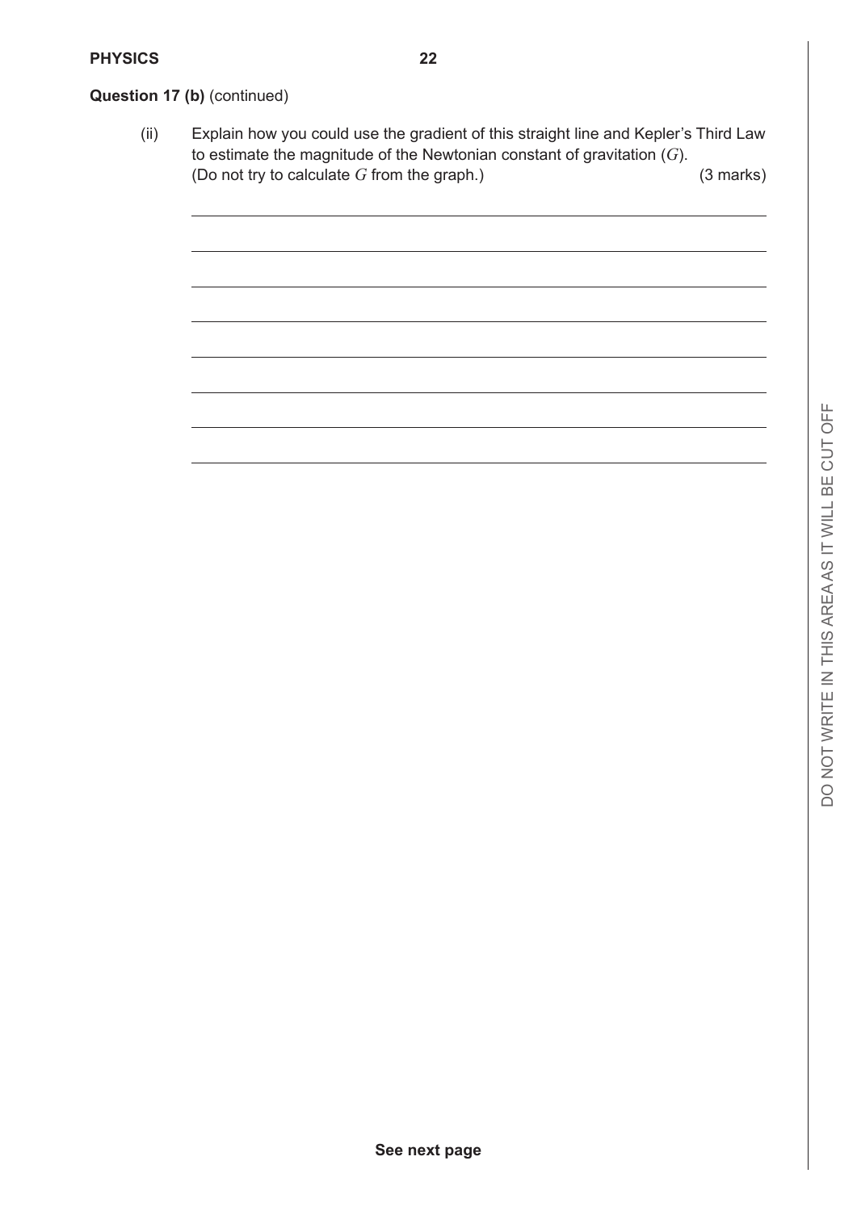**Question 17 (b)** (continued)

(ii) Explain how you could use the gradient of this straight line and Kepler's Third Law to estimate the magnitude of the Newtonian constant of gravitation ($G$). (Do not try to calculate $G$ from the graph.) (3 marks)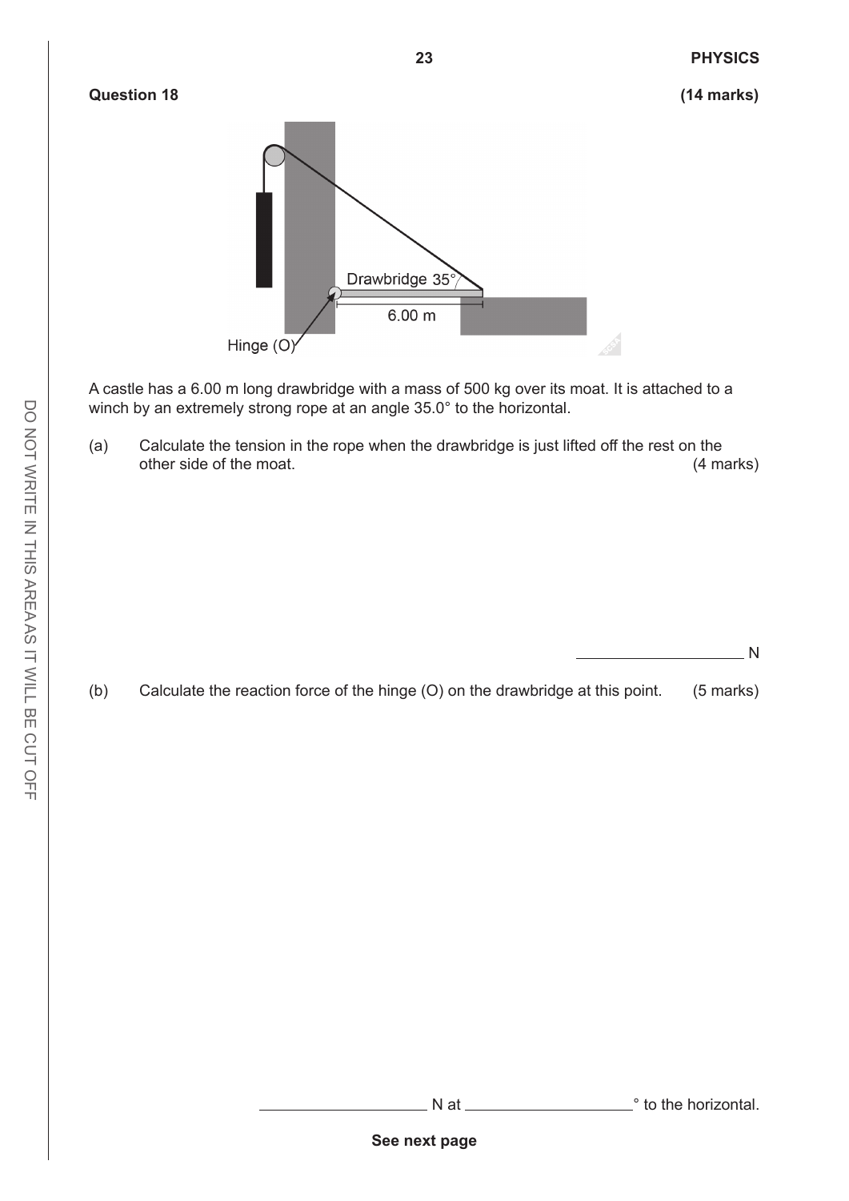**Question 18** **(14 marks)**

A castle has a 6.00 m long drawbridge with a mass of 500 kg over its moat. It is attached to a winch by an extremely strong rope at an angle 35.0° to the horizontal.

(a) Calculate the tension in the rope when the drawbridge is just lifted off the rest on the other side of the moat. (4 marks)

\_\_\_\_\_\_\_\_\_\_\_\_\_\_\_\_\_\_\_\_ N

(b) Calculate the reaction force of the hinge (O) on the drawbridge at this point. (5 marks)

\_\_\_\_\_\_\_\_\_\_\_\_\_\_\_\_\_\_\_\_ N at \_\_\_\_\_\_\_\_\_\_\_\_\_\_\_\_\_\_\_\_° to the horizontal.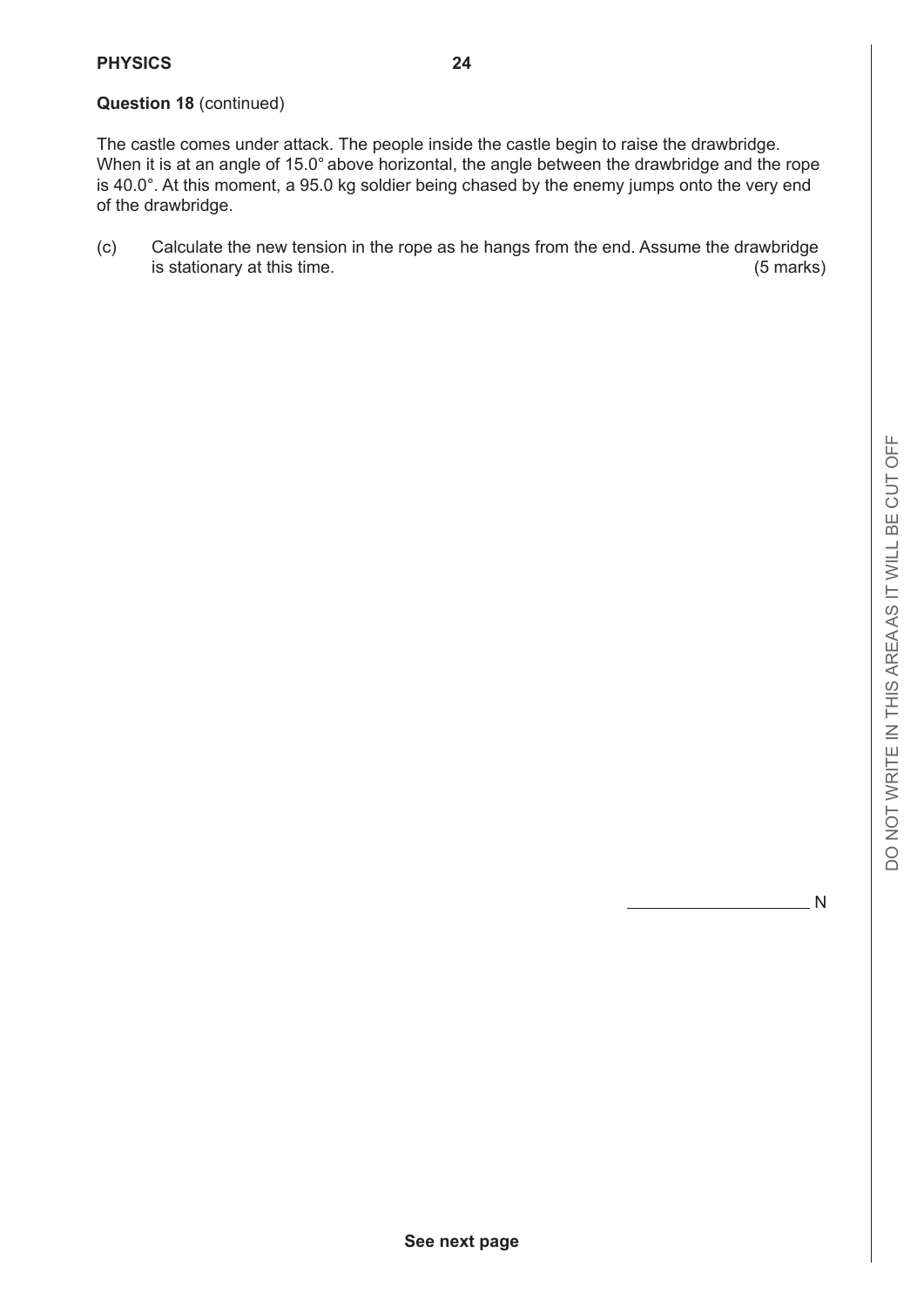**Question 18** (continued)

The castle comes under attack. The people inside the castle begin to raise the drawbridge. When it is at an angle of 15.0° above horizontal, the angle between the drawbridge and the rope is 40.0°. At this moment, a 95.0 kg soldier being chased by the enemy jumps onto the very end of the drawbridge.

(c) Calculate the new tension in the rope as he hangs from the end. Assume the drawbridge is stationary at this time. (5 marks)

\_\_\_\_\_\_\_\_\_\_\_\_\_\_\_\_\_\_\_\_ N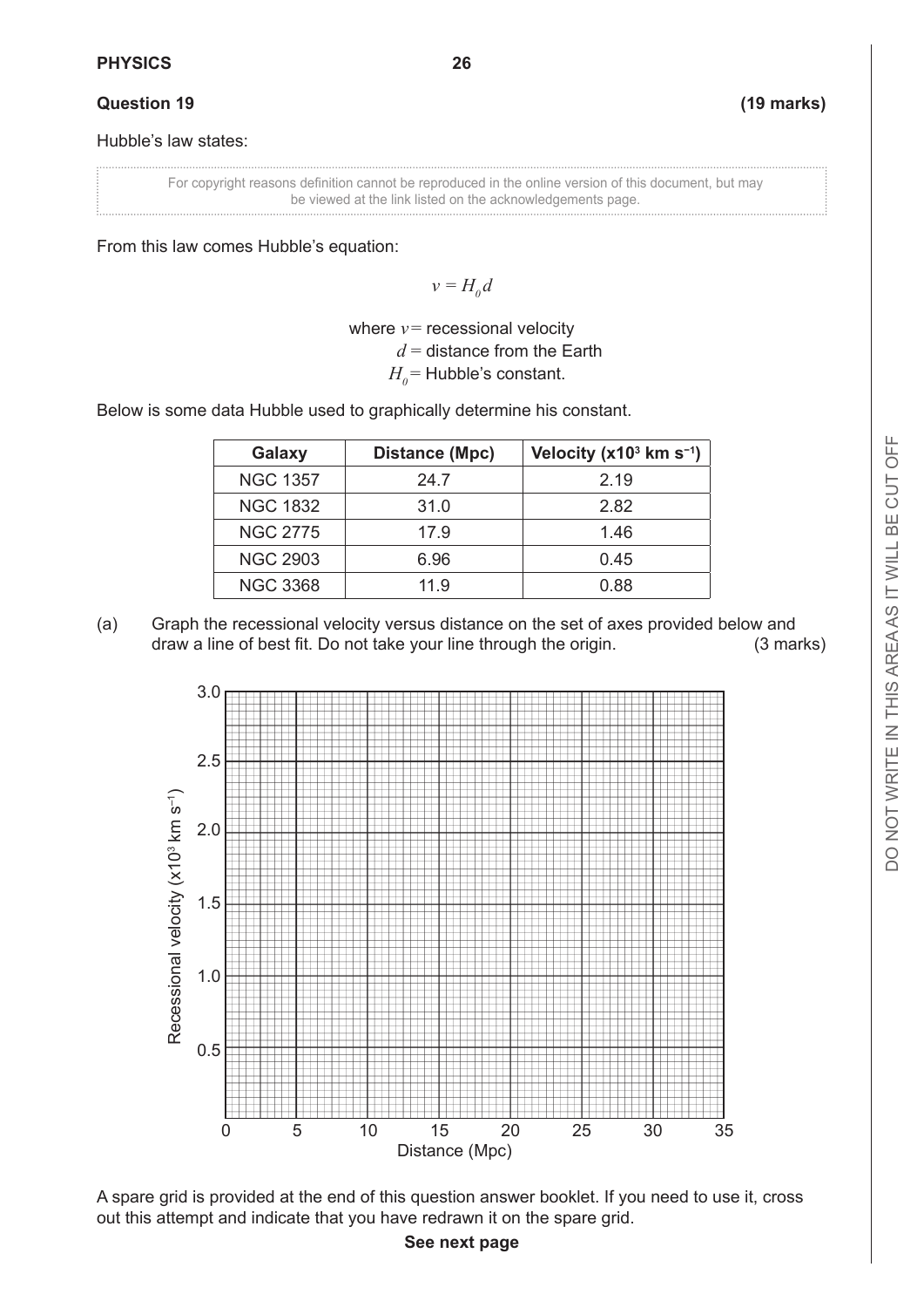**Question 19** **(19 marks)**

Hubble's law states:

For copyright reasons definition cannot be reproduced in the online version of this document, but may be viewed at the link listed on the acknowledgements page.

From this law comes Hubble's equation:

$$v = H_0 d$$

where $v$ = recessional velocity
$d$ = distance from the Earth
$H_0$ = Hubble's constant.

Below is some data Hubble used to graphically determine his constant.

| Galaxy | Distance (Mpc) | Velocity ($\times 10^3$ km s$^{-1}$) |
|---|---|---|
| NGC 1357 | 24.7 | 2.19 |
| NGC 1832 | 31.0 | 2.82 |
| NGC 2775 | 17.9 | 1.46 |
| NGC 2903 | 6.96 | 0.45 |
| NGC 3368 | 11.9 | 0.88 |

(a) Graph the recessional velocity versus distance on the set of axes provided below and draw a line of best fit. Do not take your line through the origin. (3 marks)

[Blank graph grid: y-axis "Recessional velocity ($\times 10^3$ km s$^{-1}$)" from 0 to 3.0 in steps of 0.5; x-axis "Distance (Mpc)" from 0 to 35 in steps of 5]

A spare grid is provided at the end of this question answer booklet. If you need to use it, cross out this attempt and indicate that you have redrawn it on the spare grid.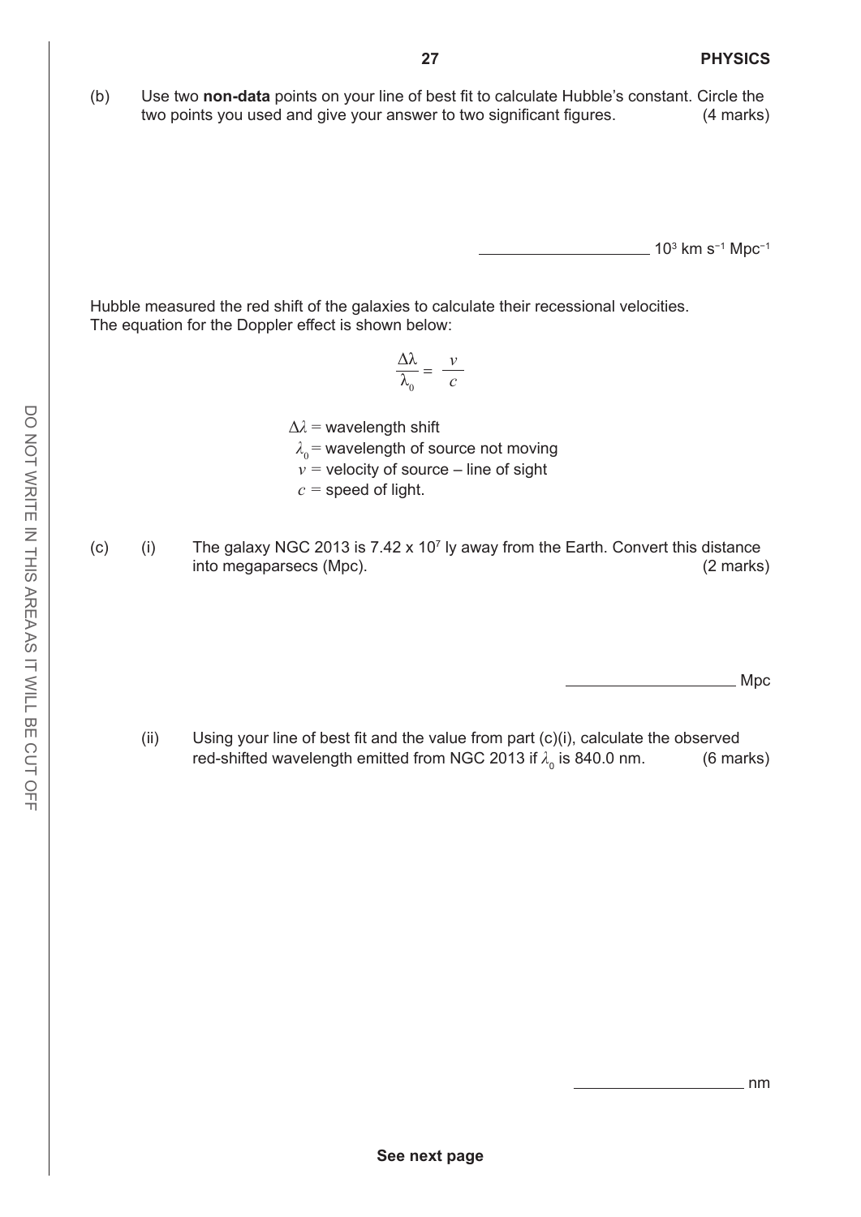(b) Use two **non-data** points on your line of best fit to calculate Hubble's constant. Circle the two points you used and give your answer to two significant figures. (4 marks)

____________________ $10^3$ km s$^{-1}$ Mpc$^{-1}$

Hubble measured the red shift of the galaxies to calculate their recessional velocities. The equation for the Doppler effect is shown below:

$$\frac{\Delta\lambda}{\lambda_0} = \frac{v}{c}$$

$\Delta\lambda$ = wavelength shift

$\lambda_0$ = wavelength of source not moving

$v$ = velocity of source – line of sight

$c$ = speed of light.

(c) (i) The galaxy NGC 2013 is $7.42 \times 10^7$ ly away from the Earth. Convert this distance into megaparsecs (Mpc). (2 marks)

____________________ Mpc

(ii) Using your line of best fit and the value from part (c)(i), calculate the observed red-shifted wavelength emitted from NGC 2013 if $\lambda_0$ is 840.0 nm. (6 marks)

____________________ nm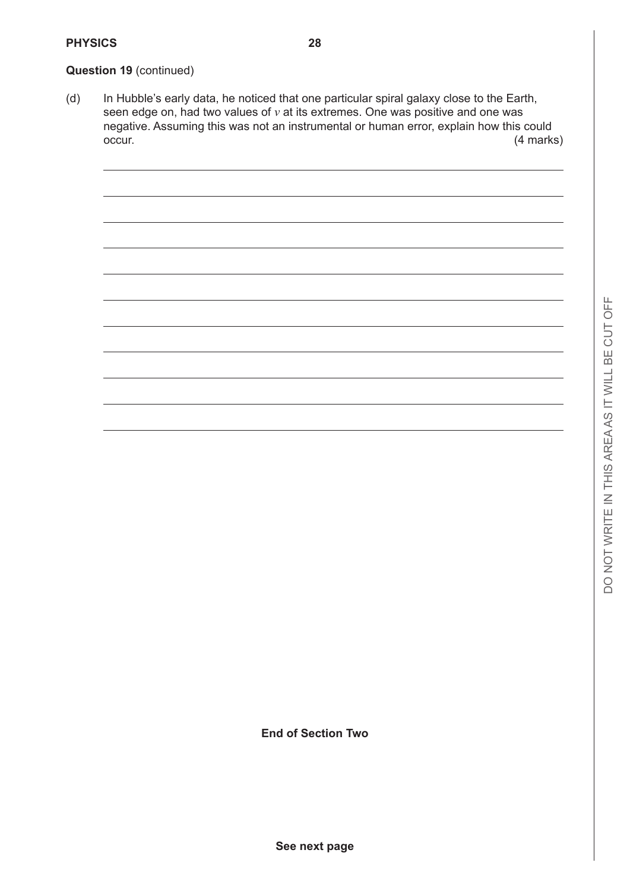**Question 19** (continued)

(d) In Hubble's early data, he noticed that one particular spiral galaxy close to the Earth, seen edge on, had two values of $v$ at its extremes. One was positive and one was negative. Assuming this was not an instrumental or human error, explain how this could occur. (4 marks)

**End of Section Two**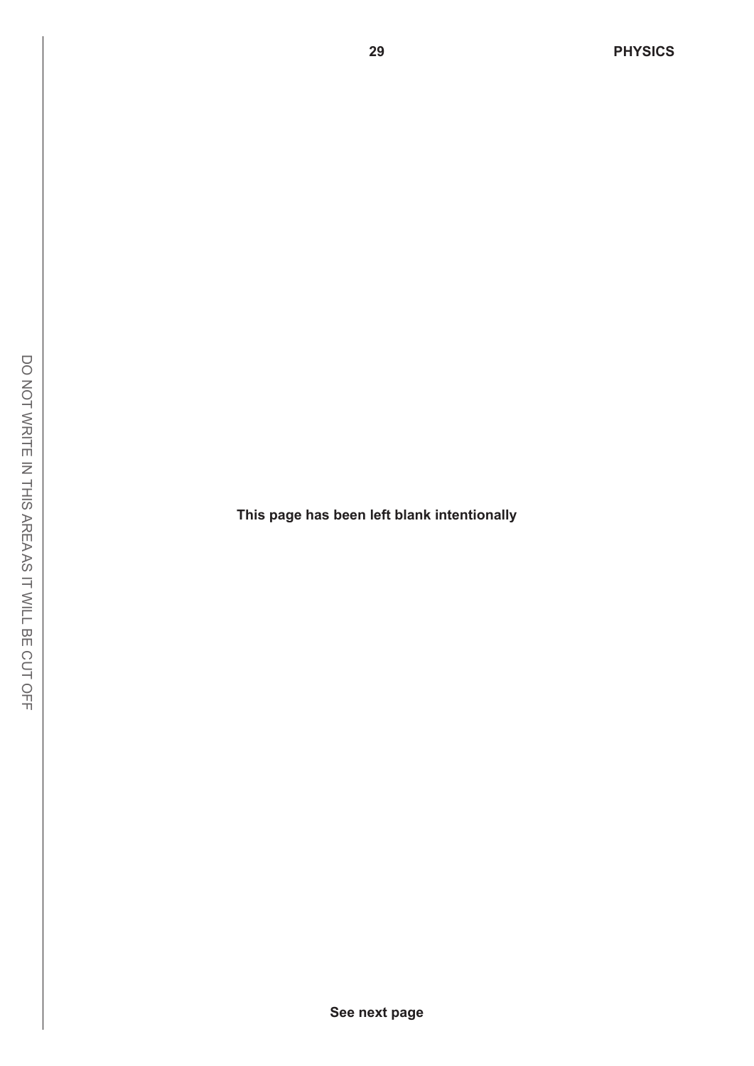This page has been left blank intentionally

See next page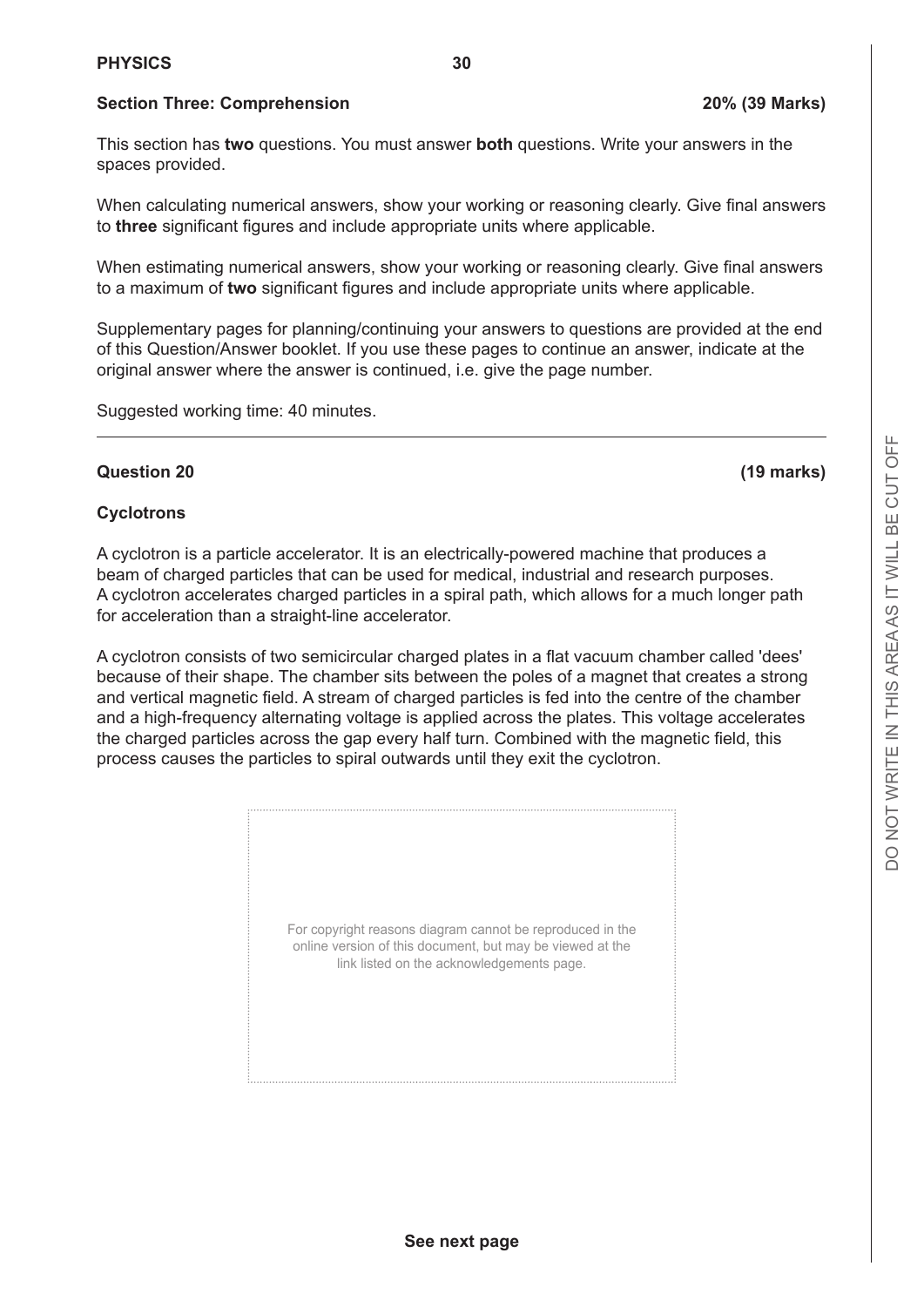## Section Three: Comprehension **20% (39 Marks)**

This section has **two** questions. You must answer **both** questions. Write your answers in the spaces provided.

When calculating numerical answers, show your working or reasoning clearly. Give final answers to **three** significant figures and include appropriate units where applicable.

When estimating numerical answers, show your working or reasoning clearly. Give final answers to a maximum of **two** significant figures and include appropriate units where applicable.

Supplementary pages for planning/continuing your answers to questions are provided at the end of this Question/Answer booklet. If you use these pages to continue an answer, indicate at the original answer where the answer is continued, i.e. give the page number.

Suggested working time: 40 minutes.

---

### Question 20 **(19 marks)**

**Cyclotrons**

A cyclotron is a particle accelerator. It is an electrically-powered machine that produces a beam of charged particles that can be used for medical, industrial and research purposes. A cyclotron accelerates charged particles in a spiral path, which allows for a much longer path for acceleration than a straight-line accelerator.

A cyclotron consists of two semicircular charged plates in a flat vacuum chamber called 'dees' because of their shape. The chamber sits between the poles of a magnet that creates a strong and vertical magnetic field. A stream of charged particles is fed into the centre of the chamber and a high-frequency alternating voltage is applied across the plates. This voltage accelerates the charged particles across the gap every half turn. Combined with the magnetic field, this process causes the particles to spiral outwards until they exit the cyclotron.

For copyright reasons diagram cannot be reproduced in the online version of this document, but may be viewed at the link listed on the acknowledgements page.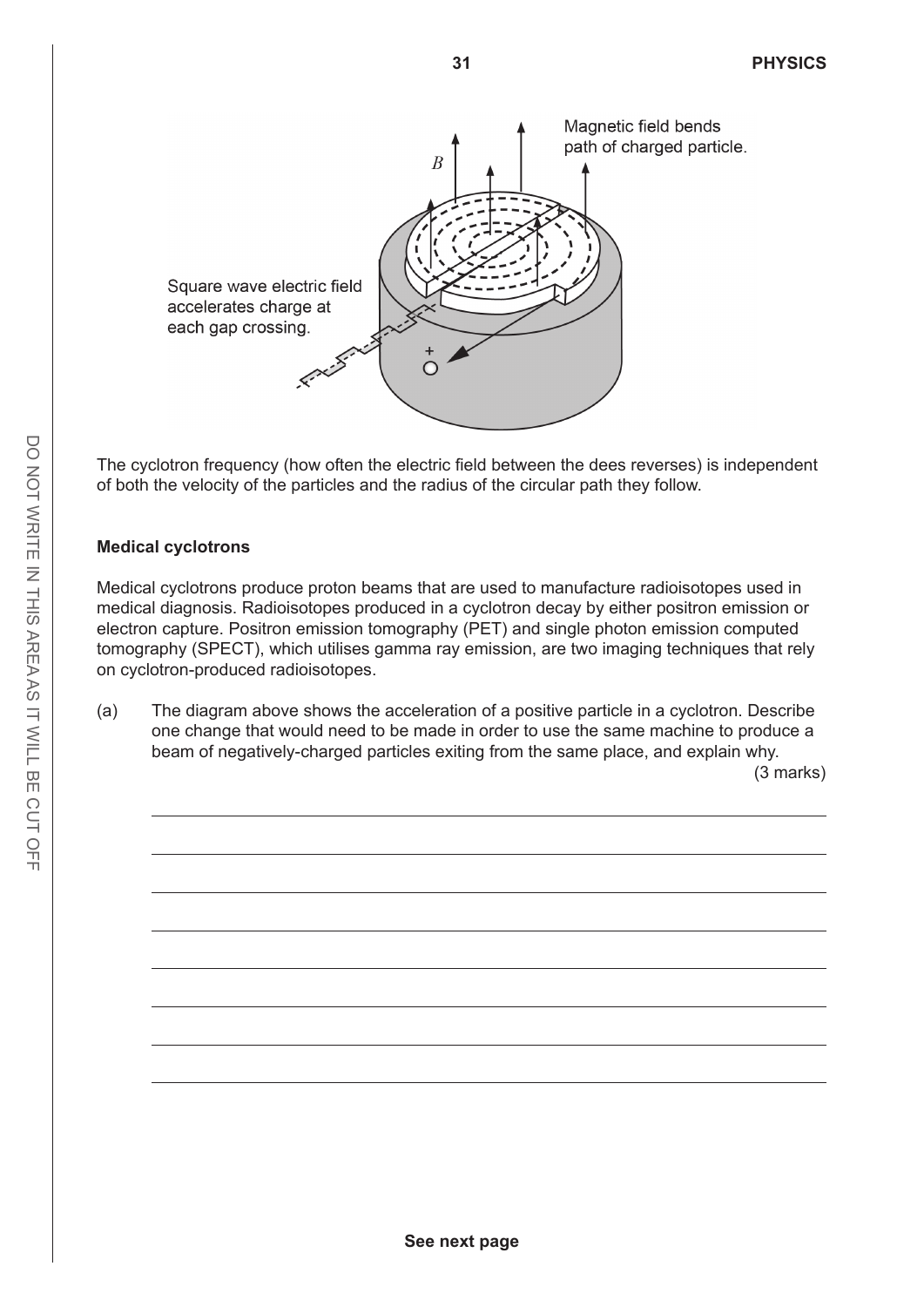Magnetic field bends path of charged particle.

$B$

Square wave electric field accelerates charge at each gap crossing.

The cyclotron frequency (how often the electric field between the dees reverses) is independent of both the velocity of the particles and the radius of the circular path they follow.

**Medical cyclotrons**

Medical cyclotrons produce proton beams that are used to manufacture radioisotopes used in medical diagnosis. Radioisotopes produced in a cyclotron decay by either positron emission or electron capture. Positron emission tomography (PET) and single photon emission computed tomography (SPECT), which utilises gamma ray emission, are two imaging techniques that rely on cyclotron-produced radioisotopes.

(a) The diagram above shows the acceleration of a positive particle in a cyclotron. Describe one change that would need to be made in order to use the same machine to produce a beam of negatively-charged particles exiting from the same place, and explain why. (3 marks)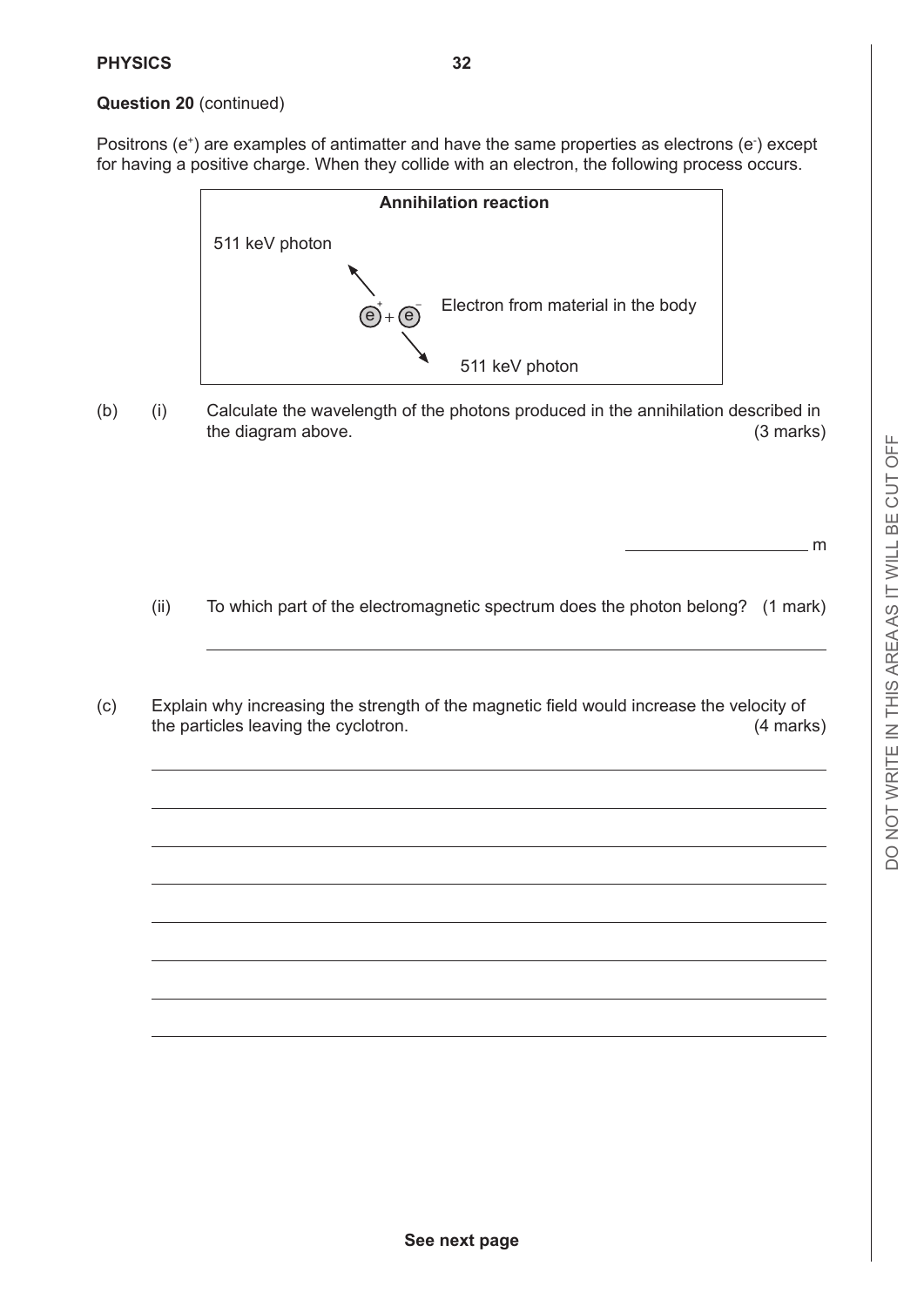**Question 20** (continued)

Positrons ($e^+$) are examples of antimatter and have the same properties as electrons ($e^-$) except for having a positive charge. When they collide with an electron, the following process occurs.

**Annihilation reaction**

511 keV photon

$e^+ + e^-$ Electron from material in the body

511 keV photon

(b) (i) Calculate the wavelength of the photons produced in the annihilation described in the diagram above. (3 marks)

\_\_\_\_\_\_\_\_\_\_\_\_\_\_\_\_\_\_ m

(ii) To which part of the electromagnetic spectrum does the photon belong? (1 mark)

\_\_\_\_\_\_\_\_\_\_\_\_\_\_\_\_\_\_\_\_\_\_\_\_\_\_\_\_\_\_\_\_\_\_\_\_\_\_\_\_\_\_\_\_\_\_\_\_\_\_\_\_\_\_\_\_\_\_

(c) Explain why increasing the strength of the magnetic field would increase the velocity of the particles leaving the cyclotron. (4 marks)

\_\_\_\_\_\_\_\_\_\_\_\_\_\_\_\_\_\_\_\_\_\_\_\_\_\_\_\_\_\_\_\_\_\_\_\_\_\_\_\_\_\_\_\_\_\_\_\_\_\_\_\_\_\_\_\_\_\_

\_\_\_\_\_\_\_\_\_\_\_\_\_\_\_\_\_\_\_\_\_\_\_\_\_\_\_\_\_\_\_\_\_\_\_\_\_\_\_\_\_\_\_\_\_\_\_\_\_\_\_\_\_\_\_\_\_\_

\_\_\_\_\_\_\_\_\_\_\_\_\_\_\_\_\_\_\_\_\_\_\_\_\_\_\_\_\_\_\_\_\_\_\_\_\_\_\_\_\_\_\_\_\_\_\_\_\_\_\_\_\_\_\_\_\_\_

\_\_\_\_\_\_\_\_\_\_\_\_\_\_\_\_\_\_\_\_\_\_\_\_\_\_\_\_\_\_\_\_\_\_\_\_\_\_\_\_\_\_\_\_\_\_\_\_\_\_\_\_\_\_\_\_\_\_

\_\_\_\_\_\_\_\_\_\_\_\_\_\_\_\_\_\_\_\_\_\_\_\_\_\_\_\_\_\_\_\_\_\_\_\_\_\_\_\_\_\_\_\_\_\_\_\_\_\_\_\_\_\_\_\_\_\_

\_\_\_\_\_\_\_\_\_\_\_\_\_\_\_\_\_\_\_\_\_\_\_\_\_\_\_\_\_\_\_\_\_\_\_\_\_\_\_\_\_\_\_\_\_\_\_\_\_\_\_\_\_\_\_\_\_\_

\_\_\_\_\_\_\_\_\_\_\_\_\_\_\_\_\_\_\_\_\_\_\_\_\_\_\_\_\_\_\_\_\_\_\_\_\_\_\_\_\_\_\_\_\_\_\_\_\_\_\_\_\_\_\_\_\_\_

\_\_\_\_\_\_\_\_\_\_\_\_\_\_\_\_\_\_\_\_\_\_\_\_\_\_\_\_\_\_\_\_\_\_\_\_\_\_\_\_\_\_\_\_\_\_\_\_\_\_\_\_\_\_\_\_\_\_

See next page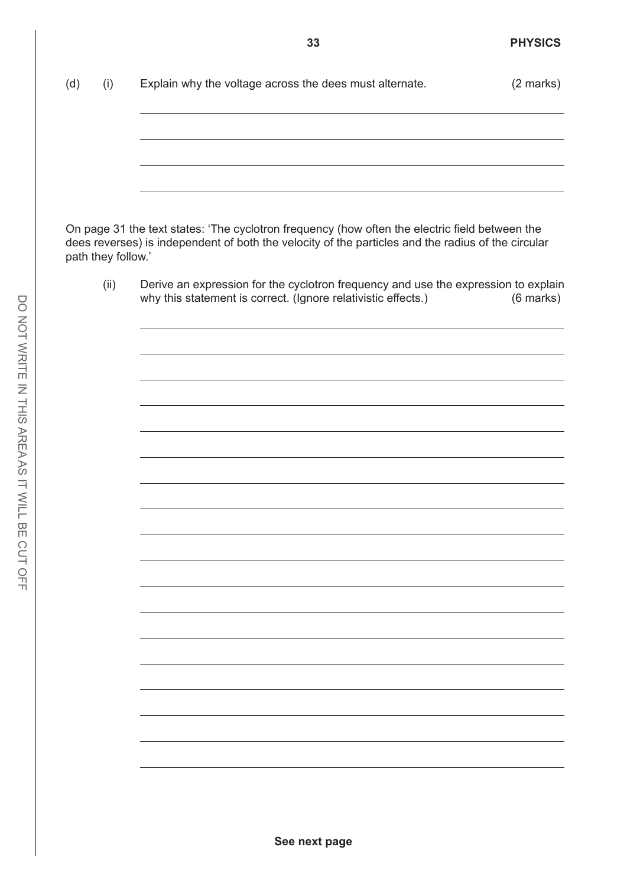(d) (i) Explain why the voltage across the dees must alternate. (2 marks)

On page 31 the text states: 'The cyclotron frequency (how often the electric field between the dees reverses) is independent of both the velocity of the particles and the radius of the circular path they follow.'

(ii) Derive an expression for the cyclotron frequency and use the expression to explain why this statement is correct. (Ignore relativistic effects.) (6 marks)

See next page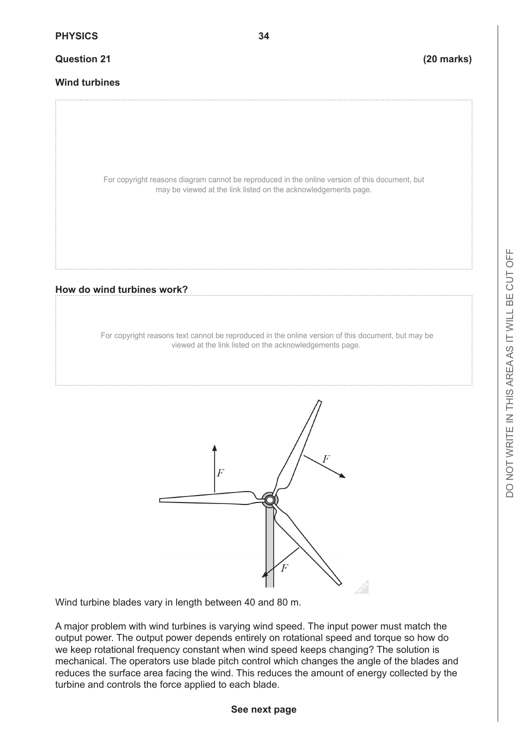**Question 21 (20 marks)**

**Wind turbines**

For copyright reasons diagram cannot be reproduced in the online version of this document, but may be viewed at the link listed on the acknowledgements page.

**How do wind turbines work?**

For copyright reasons text cannot be reproduced in the online version of this document, but may be viewed at the link listed on the acknowledgements page.

Wind turbine blades vary in length between 40 and 80 m.

A major problem with wind turbines is varying wind speed. The input power must match the output power. The output power depends entirely on rotational speed and torque so how do we keep rotational frequency constant when wind speed keeps changing? The solution is mechanical. The operators use blade pitch control which changes the angle of the blades and reduces the surface area facing the wind. This reduces the amount of energy collected by the turbine and controls the force applied to each blade.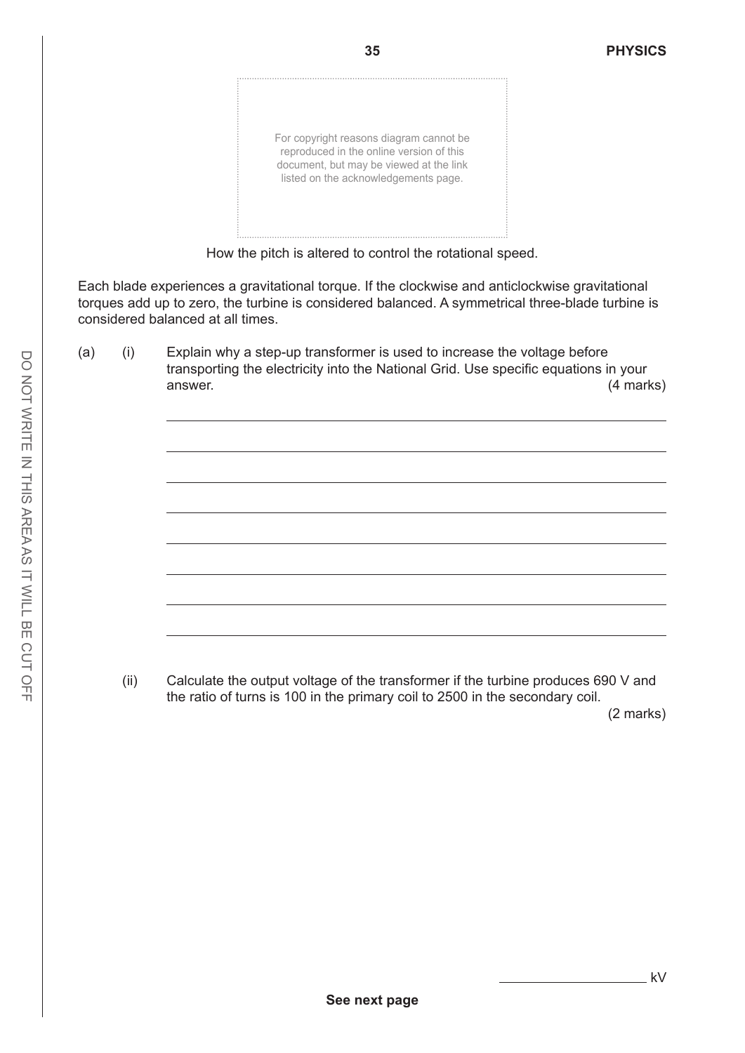For copyright reasons diagram cannot be reproduced in the online version of this document, but may be viewed at the link listed on the acknowledgements page.

How the pitch is altered to control the rotational speed.

Each blade experiences a gravitational torque. If the clockwise and anticlockwise gravitational torques add up to zero, the turbine is considered balanced. A symmetrical three-blade turbine is considered balanced at all times.

(a) (i) Explain why a step-up transformer is used to increase the voltage before transporting the electricity into the National Grid. Use specific equations in your answer. (4 marks)

(ii) Calculate the output voltage of the transformer if the turbine produces 690 V and the ratio of turns is 100 in the primary coil to 2500 in the secondary coil. (2 marks)

__________ kV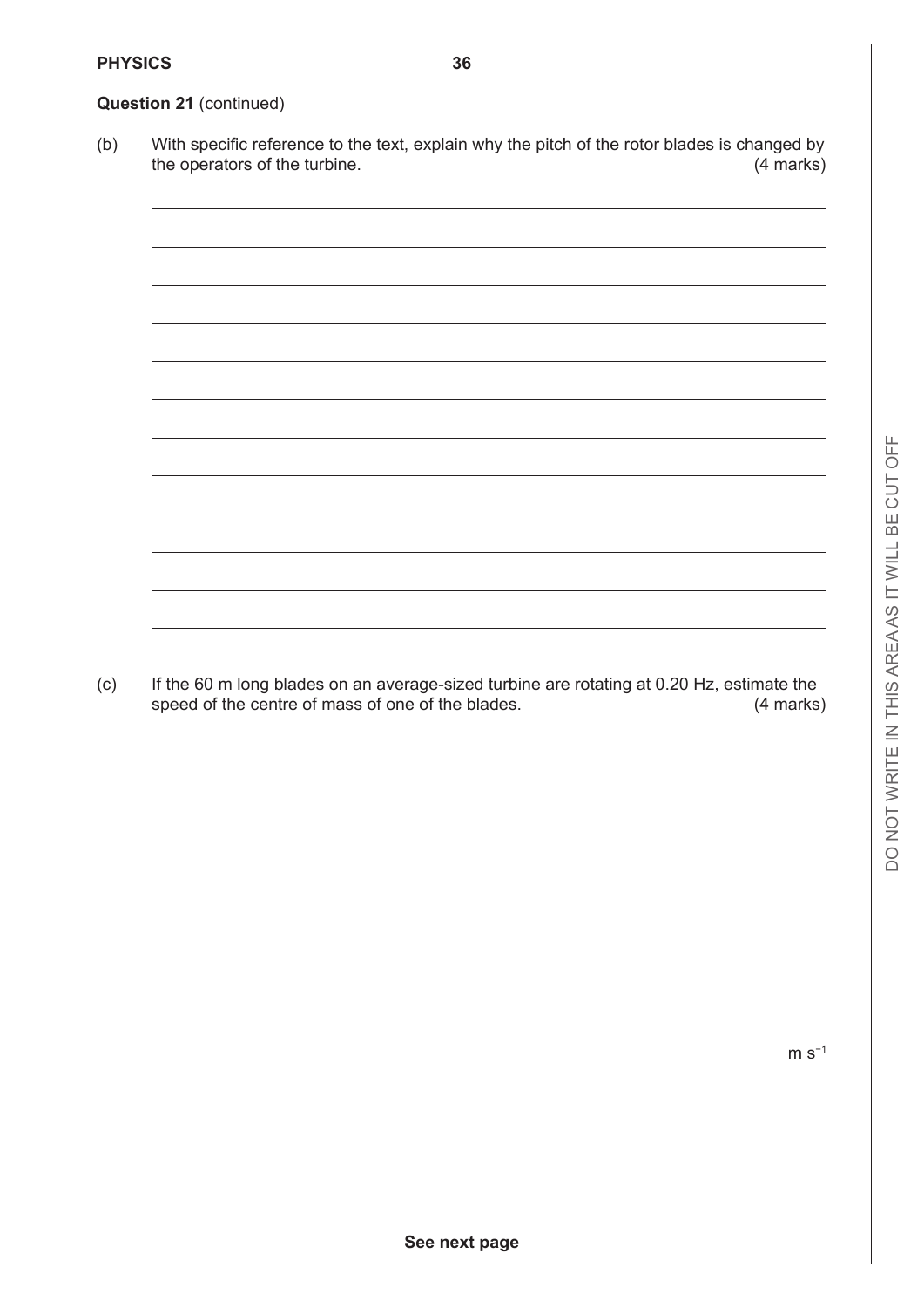**Question 21** (continued)

(b) With specific reference to the text, explain why the pitch of the rotor blades is changed by the operators of the turbine. (4 marks)

(c) If the 60 m long blades on an average-sized turbine are rotating at 0.20 Hz, estimate the speed of the centre of mass of one of the blades. (4 marks)

______________ $m\ s^{-1}$

See next page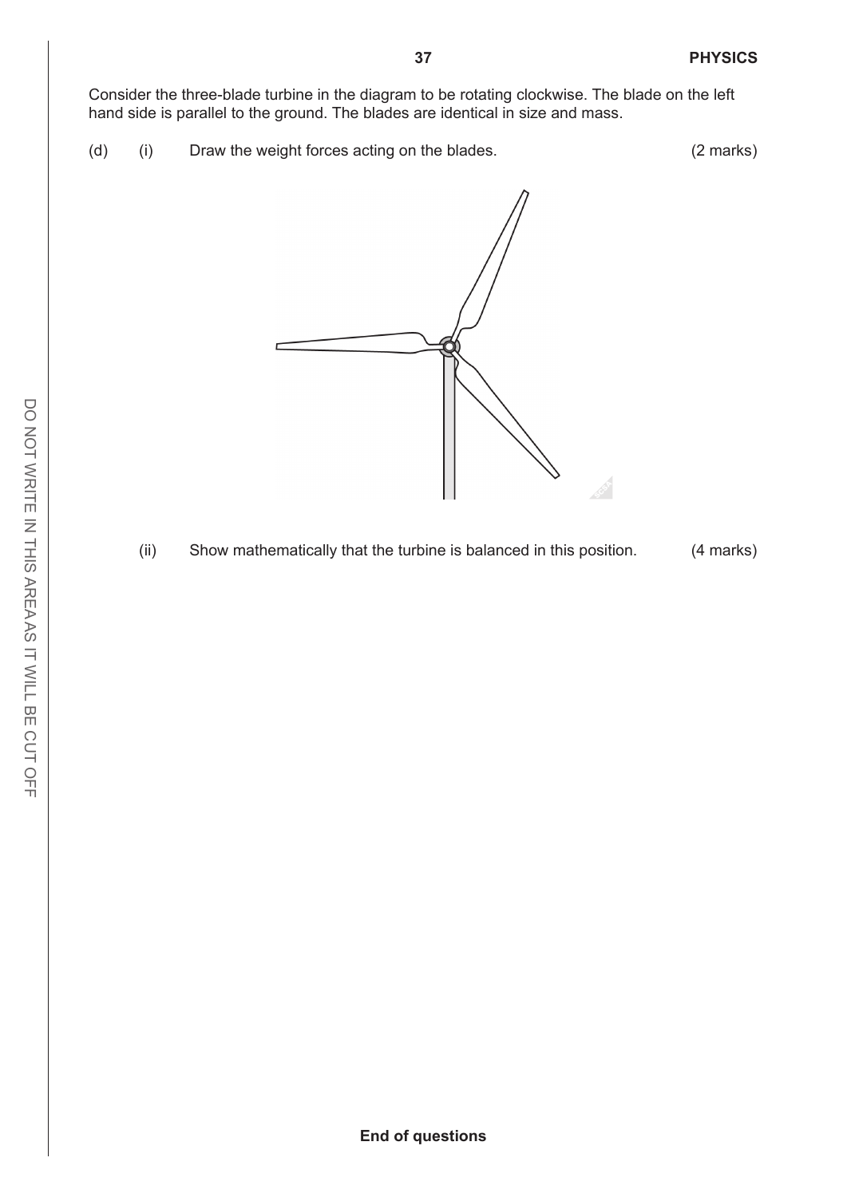Consider the three-blade turbine in the diagram to be rotating clockwise. The blade on the left hand side is parallel to the ground. The blades are identical in size and mass.

(d) (i) Draw the weight forces acting on the blades. (2 marks)

(ii) Show mathematically that the turbine is balanced in this position. (4 marks)

**End of questions**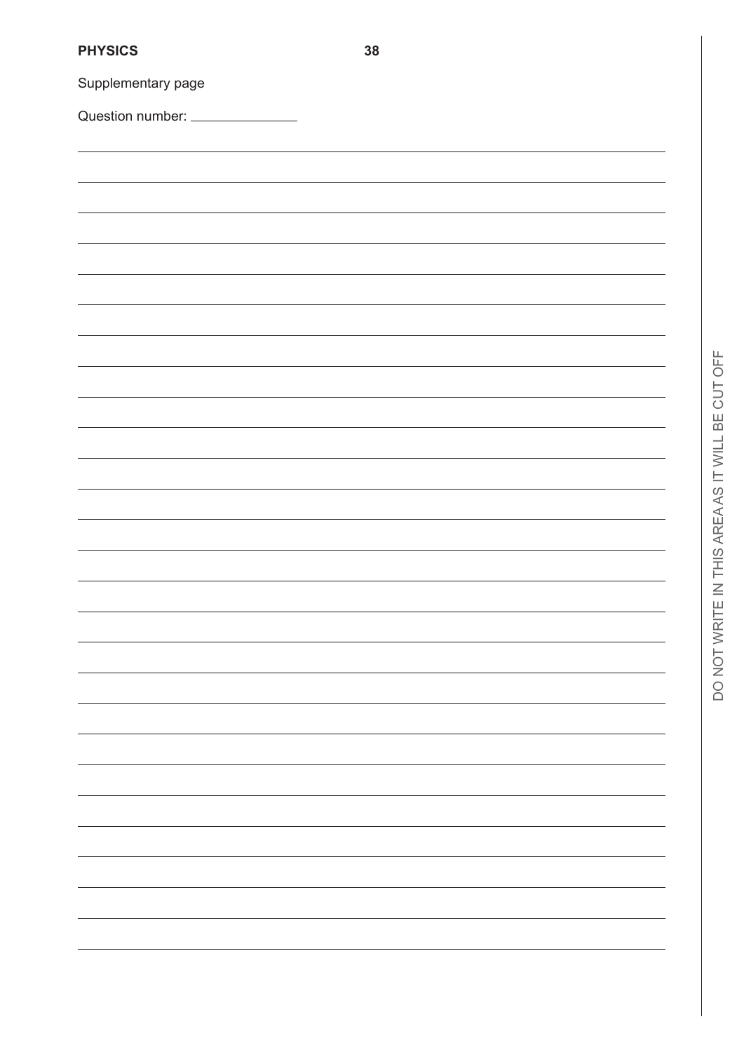Supplementary page

Question number: _______________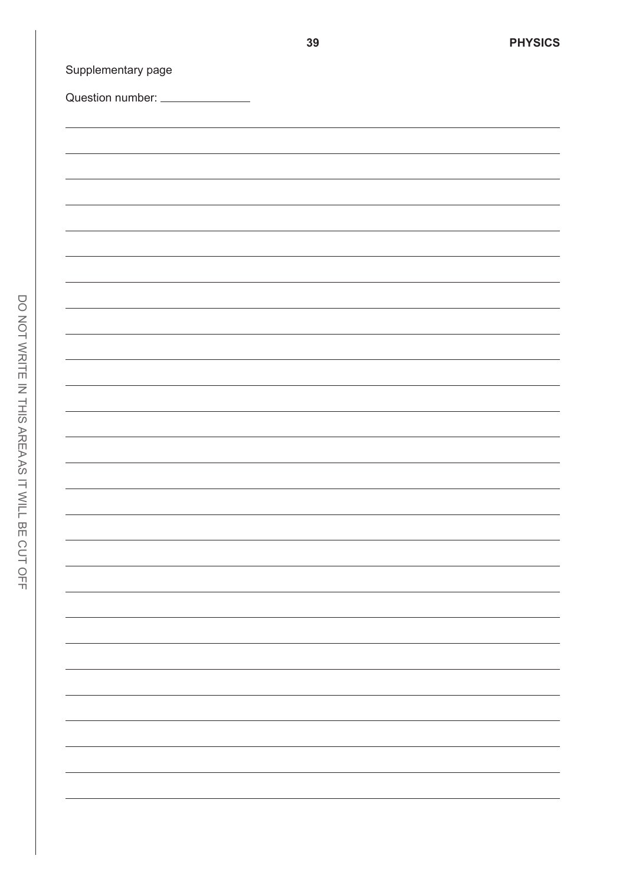Supplementary page

Question number: _______________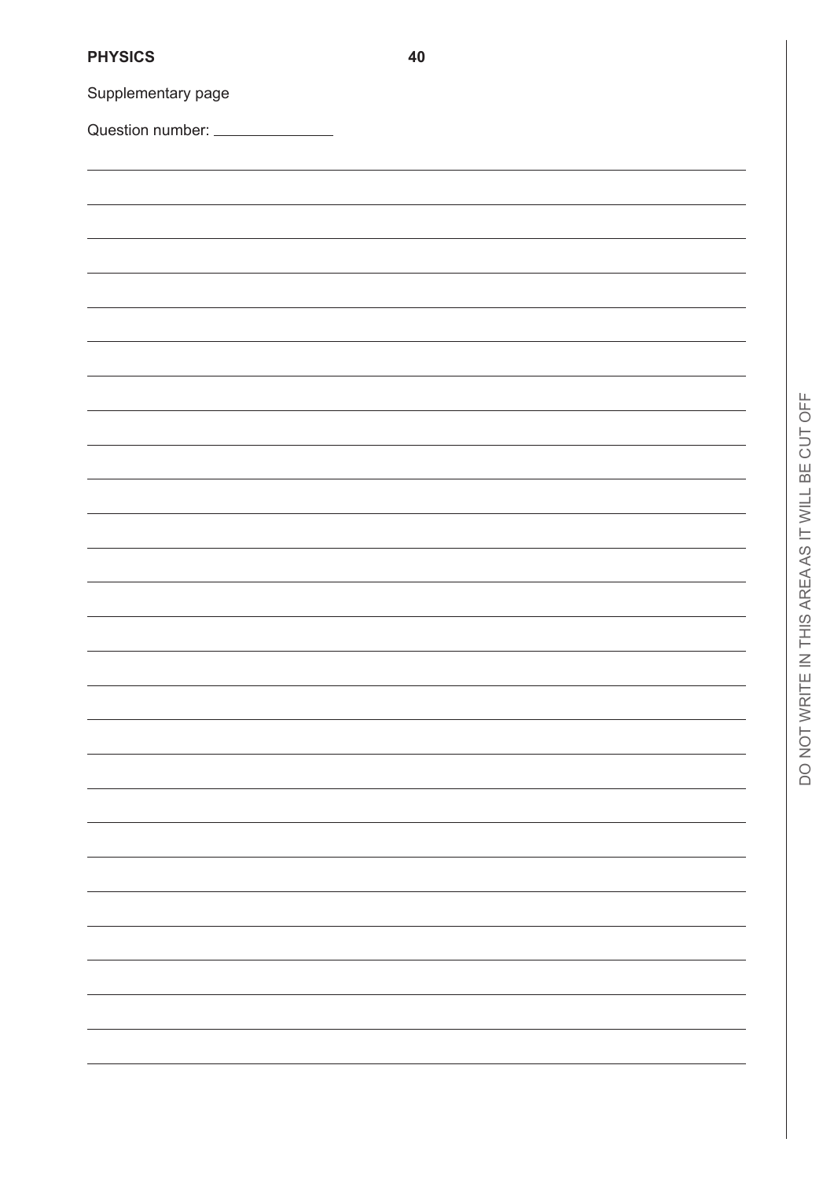Supplementary page

Question number: ______________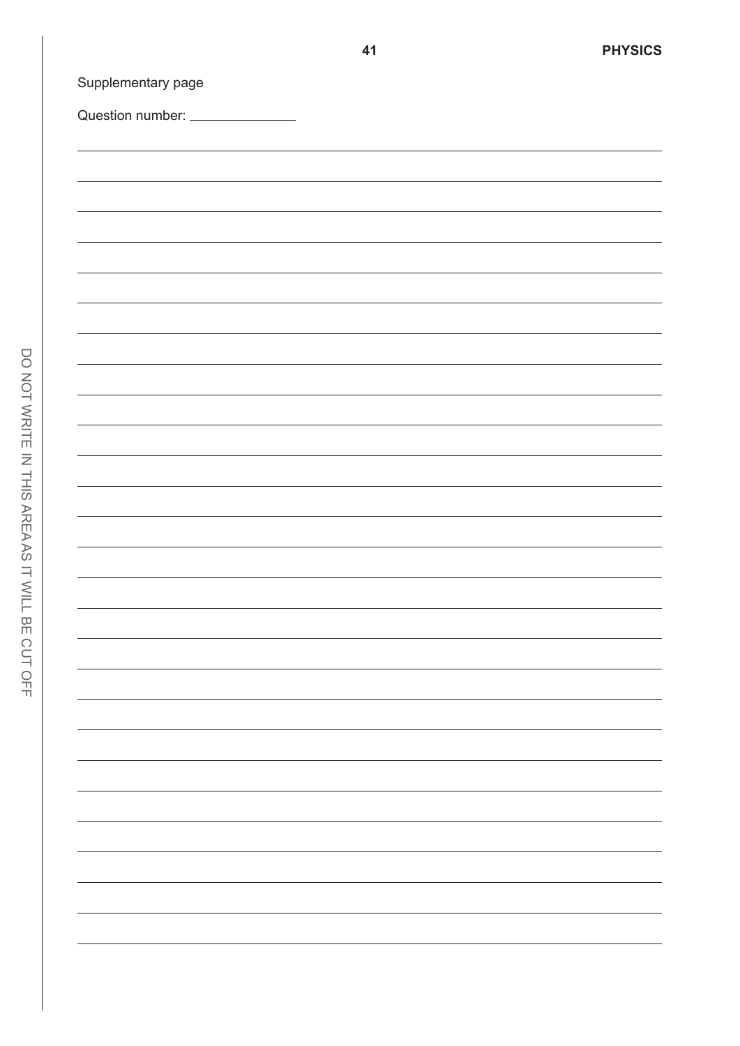Supplementary page

Question number: _______________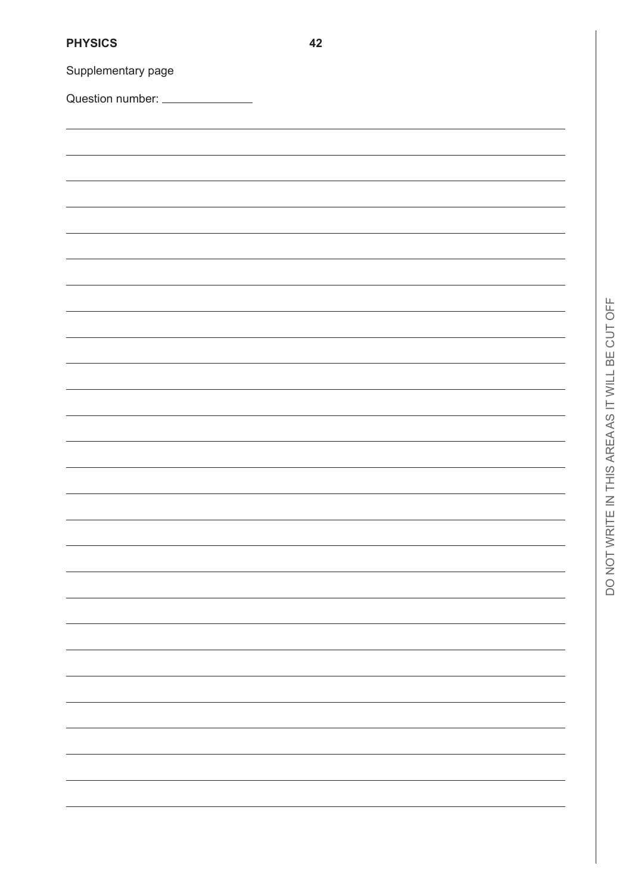Supplementary page

Question number: _______________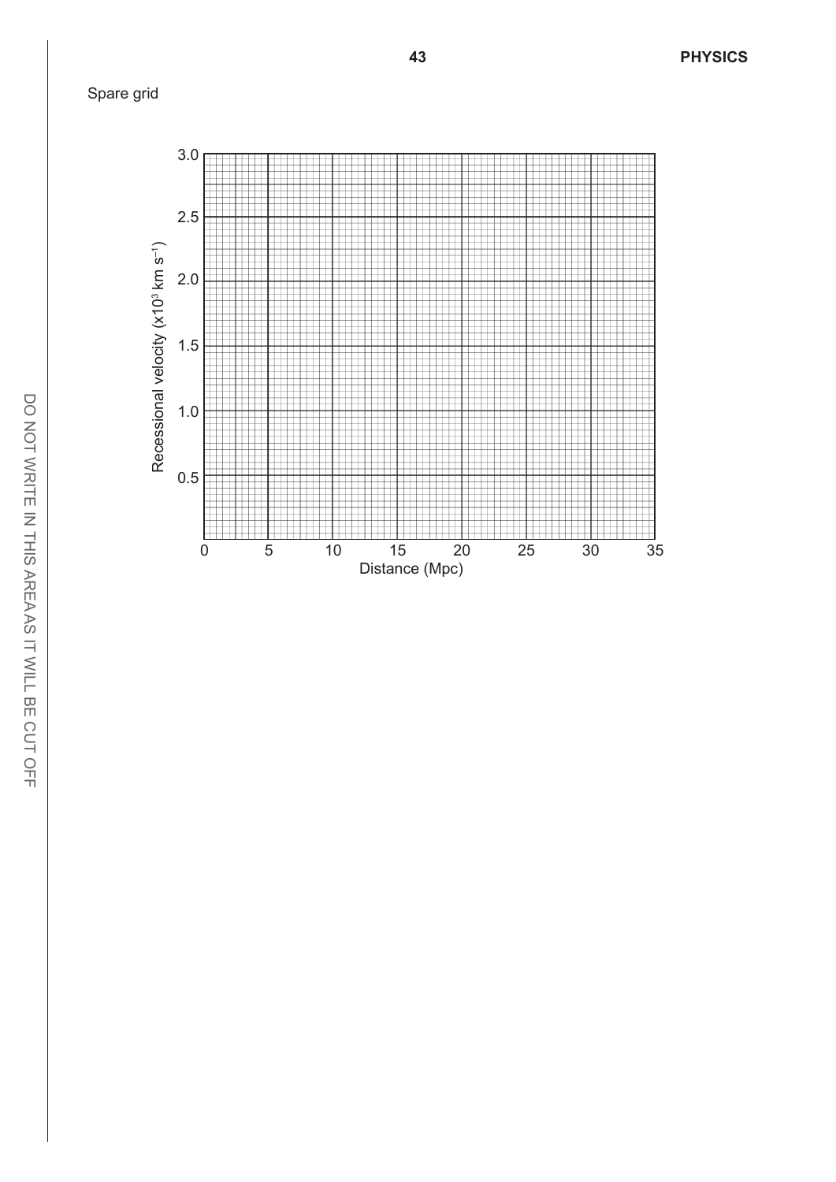Spare grid

Recessional velocity ($\times 10^3$ km $s^{-1}$)

3.0

2.5

2.0

1.5

1.0

0.5

0 5 10 15 20 25 30 35

Distance (Mpc)

DO NOT WRITE IN THIS AREA AS IT WILL BE CUT OFF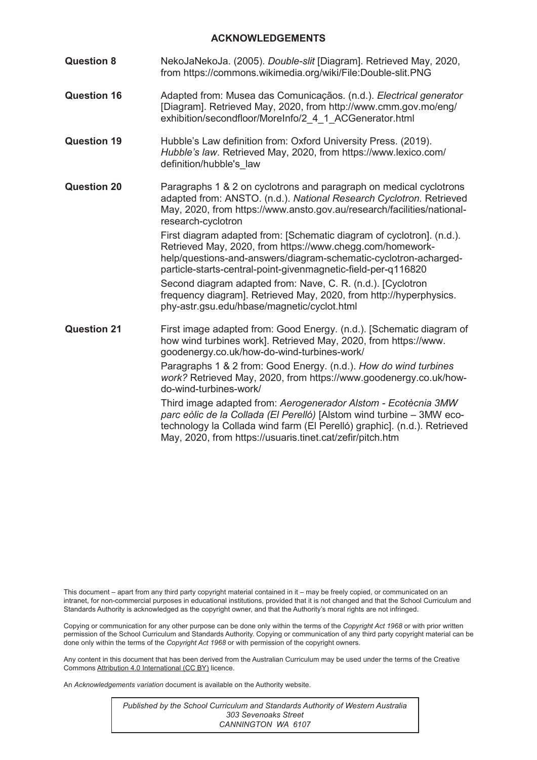## ACKNOWLEDGEMENTS

**Question 8** NekoJaNekoJa. (2005). *Double-slit* [Diagram]. Retrieved May, 2020, from https://commons.wikimedia.org/wiki/File:Double-slit.PNG

**Question 16** Adapted from: Musea das Comunicaçãos. (n.d.). *Electrical generator* [Diagram]. Retrieved May, 2020, from http://www.cmm.gov.mo/eng/exhibition/secondfloor/MoreInfo/2_4_1_ACGenerator.html

**Question 19** Hubble's Law definition from: Oxford University Press. (2019). *Hubble's law*. Retrieved May, 2020, from https://www.lexico.com/definition/hubble's_law

**Question 20** Paragraphs 1 & 2 on cyclotrons and paragraph on medical cyclotrons adapted from: ANSTO. (n.d.). *National Research Cyclotron.* Retrieved May, 2020, from https://www.ansto.gov.au/research/facilities/national-research-cyclotron

First diagram adapted from: [Schematic diagram of cyclotron]. (n.d.). Retrieved May, 2020, from https://www.chegg.com/homework-help/questions-and-answers/diagram-schematic-cyclotron-acharged-particle-starts-central-point-givenmagnetic-field-per-q116820

Second diagram adapted from: Nave, C. R. (n.d.). [Cyclotron frequency diagram]. Retrieved May, 2020, from http://hyperphysics.phy-astr.gsu.edu/hbase/magnetic/cyclot.html

**Question 21** First image adapted from: Good Energy. (n.d.). [Schematic diagram of how wind turbines work]. Retrieved May, 2020, from https://www.goodenergy.co.uk/how-do-wind-turbines-work/

Paragraphs 1 & 2 from: Good Energy. (n.d.). *How do wind turbines work?* Retrieved May, 2020, from https://www.goodenergy.co.uk/how-do-wind-turbines-work/

Third image adapted from: *Aerogenerador Alstom - Ecotècnia 3MW parc eòlic de la Collada (El Perelló)* [Alstom wind turbine – 3MW eco-technology la Collada wind farm (El Perelló) graphic]. (n.d.). Retrieved May, 2020, from https://usuaris.tinet.cat/zefir/pitch.htm

This document – apart from any third party copyright material contained in it – may be freely copied, or communicated on an intranet, for non-commercial purposes in educational institutions, provided that it is not changed and that the School Curriculum and Standards Authority is acknowledged as the copyright owner, and that the Authority's moral rights are not infringed.

Copying or communication for any other purpose can be done only within the terms of the *Copyright Act 1968* or with prior written permission of the School Curriculum and Standards Authority. Copying or communication of any third party copyright material can be done only within the terms of the *Copyright Act 1968* or with permission of the copyright owners.

Any content in this document that has been derived from the Australian Curriculum may be used under the terms of the Creative Commons Attribution 4.0 International (CC BY) licence.

An *Acknowledgements variation* document is available on the Authority website.

*Published by the School Curriculum and Standards Authority of Western Australia*
*303 Sevenoaks Street*
*CANNINGTON WA 6107*